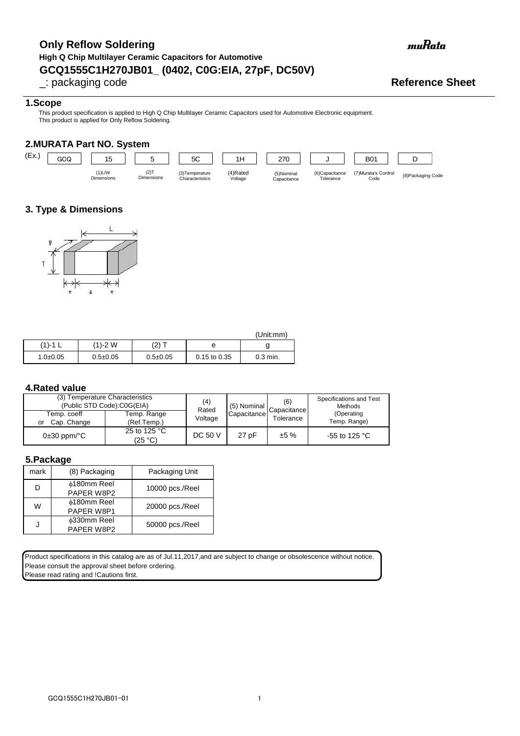# Only Reflow Soldering

**High Q Chip Multilayer Ceramic Capacitors for Automotive**

## GCQ1555C1H270JB01_ (0402, C0G:EIA, 27pF, DC50V)

_: packaging code

**Reference Sheet**

### 1.Scope

This product specification is applied to High Q Chip Multilayer Ceramic Capacitors used for Automotive Electronic equipment.
This product is applied for Only Reflow Soldering.

### 2.MURATA Part NO. System

(Ex.)

| GCQ | 15 | 5 | 5C | 1H | 270 | J | B01 | D |
|---|---|---|---|---|---|---|---|---|
| | (1)L/W Dimensions | (2)T Dimensions | (3)Temperature Characteristics | (4)Rated Voltage | (5)Nominal Capacitance | (6)Capacitance Tolerance | (7)Murata's Control Code | (8)Packaging Code |

### 3. Type & Dimensions

(Unit:mm)

| (1)-1 L | (1)-2 W | (2) T | e | g |
|---|---|---|---|---|
| 1.0±0.05 | 0.5±0.05 | 0.5±0.05 | 0.15 to 0.35 | 0.3 min. |

### 4.Rated value

| (3) Temperature Characteristics (Public STD Code):C0G(EIA) | | (4) Rated Voltage | (5) Nominal Capacitance | (6) Capacitance Tolerance | Specifications and Test Methods (Operating Temp. Range) |
|---|---|---|---|---|---|
| Temp. coeff or Cap. Change | Temp. Range (Ref.Temp.) | | | | |
| 0±30 ppm/°C | 25 to 125 °C (25 °C) | DC 50 V | 27 pF | ±5 % | -55 to 125 °C |

### 5.Package

| mark | (8) Packaging | Packaging Unit |
|---|---|---|
| D | ϕ180mm Reel PAPER W8P2 | 10000 pcs./Reel |
| W | ϕ180mm Reel PAPER W8P1 | 20000 pcs./Reel |
| J | ϕ330mm Reel PAPER W8P2 | 50000 pcs./Reel |

Product specifications in this catalog are as of Jul.11,2017,and are subject to change or obsolescence without notice.
Please consult the approval sheet before ordering.
Please read rating and !Cautions first.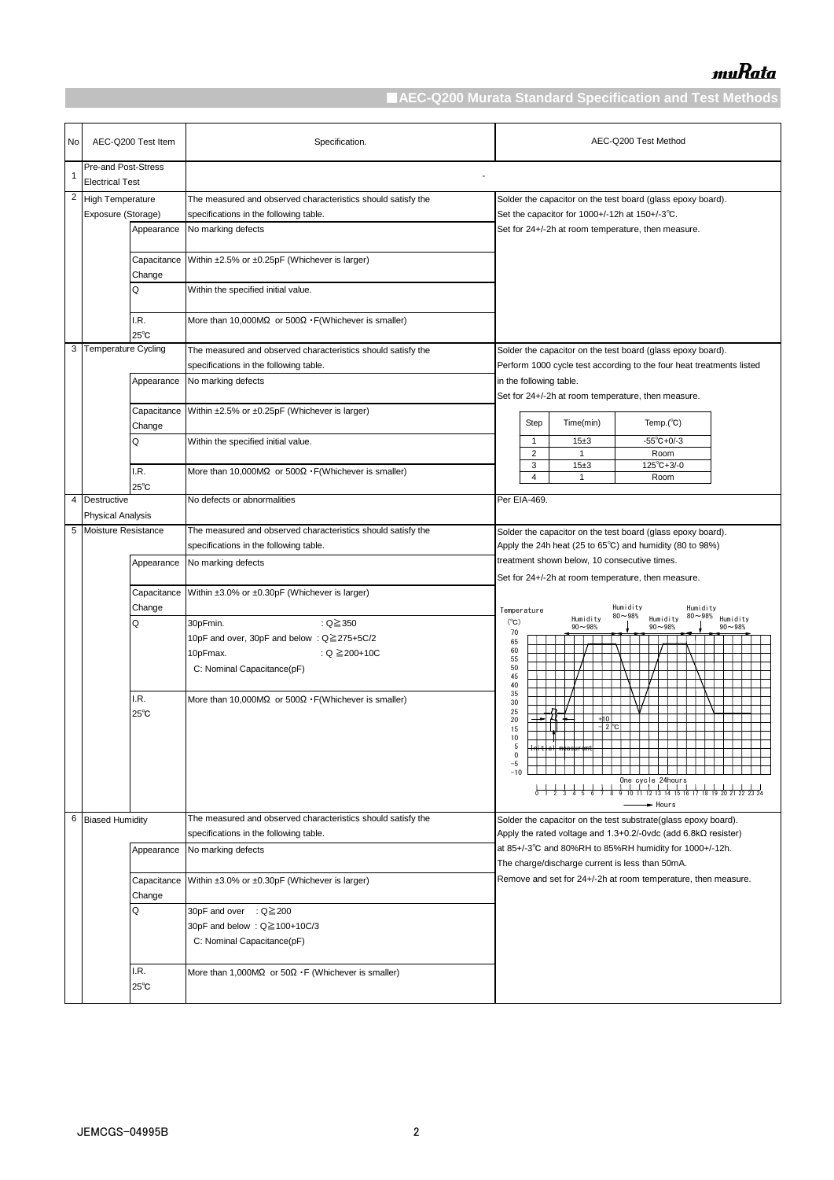## ■AEC-Q200 Murata Standard Specification and Test Methods

| No | AEC-Q200 Test Item | | Specification. | AEC-Q200 Test Method |
|---|---|---|---|---|
| 1 | Pre-and Post-Stress Electrical Test | | - | |
| 2 | High Temperature Exposure (Storage) | | The measured and observed characteristics should satisfy the specifications in the following table. | Solder the capacitor on the test board (glass epoxy board).<br>Set the capacitor for 1000+/-12h at 150+/-3℃.<br>Set for 24+/-2h at room temperature, then measure. |
| | | Appearance | No marking defects | |
| | | Capacitance Change | Within ±2.5% or ±0.25pF (Whichever is larger) | |
| | | Q | Within the specified initial value. | |
| | | I.R. 25℃ | More than 10,000MΩ or 500Ω・F(Whichever is smaller) | |
| 3 | Temperature Cycling | | The measured and observed characteristics should satisfy the specifications in the following table. | Solder the capacitor on the test board (glass epoxy board).<br>Perform 1000 cycle test according to the four heat treatments listed in the following table.<br>Set for 24+/-2h at room temperature, then measure.<br>Step 1: Time(min) 15±3, Temp.(℃) -55℃+0/-3<br>Step 2: Time(min) 1, Temp.(℃) Room<br>Step 3: Time(min) 15±3, Temp.(℃) 125℃+3/-0<br>Step 4: Time(min) 1, Temp.(℃) Room |
| | | Appearance | No marking defects | |
| | | Capacitance Change | Within ±2.5% or ±0.25pF (Whichever is larger) | |
| | | Q | Within the specified initial value. | |
| | | I.R. 25℃ | More than 10,000MΩ or 500Ω・F(Whichever is smaller) | |
| 4 | Destructive Physical Analysis | | No defects or abnormalities | Per EIA-469. |
| 5 | Moisture Resistance | | The measured and observed characteristics should satisfy the specifications in the following table. | Solder the capacitor on the test board (glass epoxy board).<br>Apply the 24h heat (25 to 65℃) and humidity (80 to 98%) treatment shown below, 10 consecutive times.<br>Set for 24+/-2h at room temperature, then measure.<br>[Graph: Temperature (℃) vs Hours; One cycle 24hours; Humidity 90～98%, Humidity 80～98%, Humidity 90～98%, Humidity 80～98%, Humidity 90～98%; +10 −2 ℃; Initial measurement] |
| | | Appearance | No marking defects | |
| | | Capacitance Change | Within ±3.0% or ±0.30pF (Whichever is larger) | |
| | | Q | 30pFmin. : Q≧350<br>10pF and over, 30pF and below : Q≧275+5C/2<br>10pFmax. : Q ≧200+10C<br>C: Nominal Capacitance(pF) | |
| | | I.R. 25℃ | More than 10,000MΩ or 500Ω・F(Whichever is smaller) | |
| 6 | Biased Humidity | | The measured and observed characteristics should satisfy the specifications in the following table. | Solder the capacitor on the test substrate(glass epoxy board).<br>Apply the rated voltage and 1.3+0.2/-0vdc (add 6.8kΩ resister) at 85+/-3℃ and 80%RH to 85%RH humidity for 1000+/-12h.<br>The charge/discharge current is less than 50mA.<br>Remove and set for 24+/-2h at room temperature, then measure. |
| | | Appearance | No marking defects | |
| | | Capacitance Change | Within ±3.0% or ±0.30pF (Whichever is larger) | |
| | | Q | 30pF and over : Q≧200<br>30pF and below : Q≧100+10C/3<br>C: Nominal Capacitance(pF) | |
| | | I.R. 25℃ | More than 1,000MΩ or 50Ω・F (Whichever is smaller) | |

JEMCGS-04995B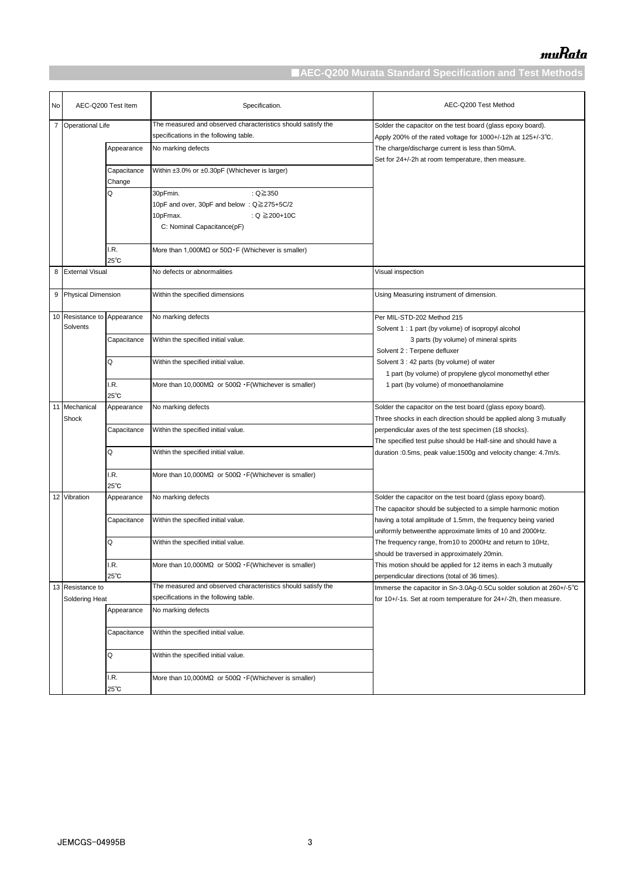## AEC-Q200 Murata Standard Specification and Test Methods

| No | AEC-Q200 Test Item | | Specification. | AEC-Q200 Test Method |
|---|---|---|---|---|
| 7 | Operational Life | | The measured and observed characteristics should satisfy the specifications in the following table. | Solder the capacitor on the test board (glass epoxy board).<br>Apply 200% of the rated voltage for 1000+/-12h at 125+/-3℃.<br>The charge/discharge current is less than 50mA.<br>Set for 24+/-2h at room temperature, then measure. |
| | | Appearance | No marking defects | |
| | | Capacitance Change | Within ±3.0% or ±0.30pF (Whichever is larger) | |
| | | Q | 30pFmin. : Q≧350<br>10pF and over, 30pF and below : Q≧275+5C/2<br>10pFmax. : Q ≧200+10C<br>C: Nominal Capacitance(pF) | |
| | | I.R.<br>25℃ | More than 1,000MΩ or 50Ω・F (Whichever is smaller) | |
| 8 | External Visual | | No defects or abnormalities | Visual inspection |
| 9 | Physical Dimension | | Within the specified dimensions | Using Measuring instrument of dimension. |
| 10 | Resistance to Solvents | Appearance | No marking defects | Per MIL-STD-202 Method 215<br>Solvent 1 : 1 part (by volume) of isopropyl alcohol<br>3 parts (by volume) of mineral spirits<br>Solvent 2 : Terpene defluxer<br>Solvent 3 : 42 parts (by volume) of water<br>1 part (by volume) of propylene glycol monomethyl ether<br>1 part (by volume) of monoethanolamine |
| | | Capacitance | Within the specified initial value. | |
| | | Q | Within the specified initial value. | |
| | | I.R.<br>25℃ | More than 10,000MΩ or 500Ω・F(Whichever is smaller) | |
| 11 | Mechanical Shock | Appearance | No marking defects | Solder the capacitor on the test board (glass epoxy board).<br>Three shocks in each direction should be applied along 3 mutually perpendicular axes of the test specimen (18 shocks).<br>The specified test pulse should be Half-sine and should have a duration :0.5ms, peak value:1500g and velocity change: 4.7m/s. |
| | | Capacitance | Within the specified initial value. | |
| | | Q | Within the specified initial value. | |
| | | I.R.<br>25℃ | More than 10,000MΩ or 500Ω・F(Whichever is smaller) | |
| 12 | Vibration | Appearance | No marking defects | Solder the capacitor on the test board (glass epoxy board).<br>The capacitor should be subjected to a simple harmonic motion having a total amplitude of 1.5mm, the frequency being varied uniformly betweenthe approximate limits of 10 and 2000Hz.<br>The frequency range, from10 to 2000Hz and return to 10Hz, should be traversed in approximately 20min.<br>This motion should be applied for 12 items in each 3 mutually perpendicular directions (total of 36 times). |
| | | Capacitance | Within the specified initial value. | |
| | | Q | Within the specified initial value. | |
| | | I.R.<br>25℃ | More than 10,000MΩ or 500Ω・F(Whichever is smaller) | |
| 13 | Resistance to Soldering Heat | | The measured and observed characteristics should satisfy the specifications in the following table. | Immerse the capacitor in Sn-3.0Ag-0.5Cu solder solution at 260+/-5℃ for 10+/-1s. Set at room temperature for 24+/-2h, then measure. |
| | | Appearance | No marking defects | |
| | | Capacitance | Within the specified initial value. | |
| | | Q | Within the specified initial value. | |
| | | I.R.<br>25℃ | More than 10,000MΩ or 500Ω・F(Whichever is smaller) | |

JEMCGS-04995B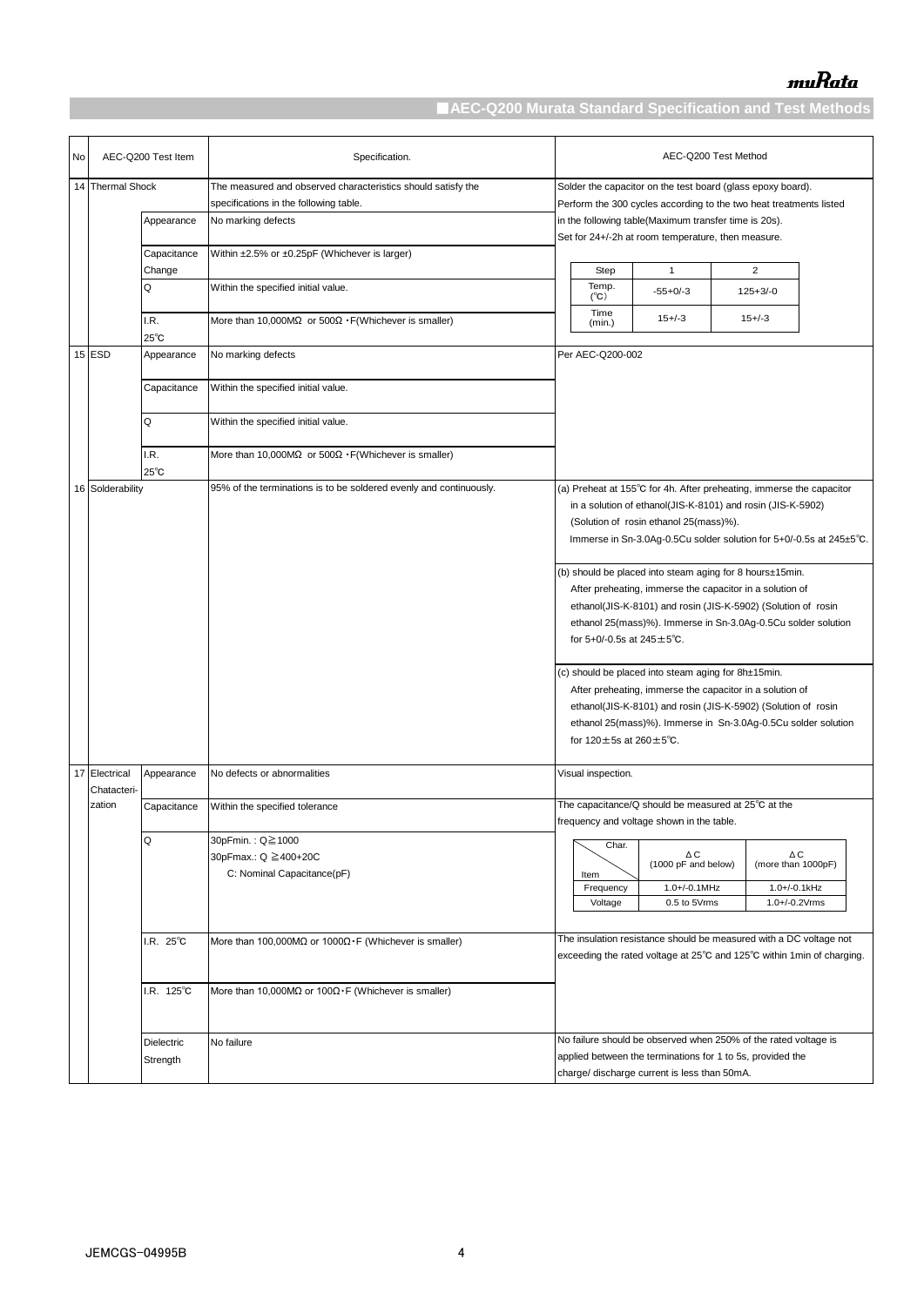## ■AEC-Q200 Murata Standard Specification and Test Methods

| No | AEC-Q200 Test Item | | Specification. | AEC-Q200 Test Method |
|---|---|---|---|---|
| 14 | Thermal Shock | | The measured and observed characteristics should satisfy the specifications in the following table. | Solder the capacitor on the test board (glass epoxy board). Perform the 300 cycles according to the two heat treatments listed in the following table(Maximum transfer time is 20s). Set for 24+/-2h at room temperature, then measure. |
| | | Appearance | No marking defects | Step: 1 / 2 ; Temp. (℃): -55+0/-3 / 125+3/-0 ; Time (min.): 15+/-3 / 15+/-3 |
| | | Capacitance Change | Within ±2.5% or ±0.25pF (Whichever is larger) | |
| | | Q | Within the specified initial value. | |
| | | I.R. 25℃ | More than 10,000MΩ or 500Ω・F(Whichever is smaller) | |
| 15 | ESD | Appearance | No marking defects | Per AEC-Q200-002 |
| | | Capacitance | Within the specified initial value. | |
| | | Q | Within the specified initial value. | |
| | | I.R. 25℃ | More than 10,000MΩ or 500Ω・F(Whichever is smaller) | |
| 16 | Solderability | | 95% of the terminations is to be soldered evenly and continuously. | (a) Preheat at 155℃ for 4h. After preheating, immerse the capacitor in a solution of ethanol(JIS-K-8101) and rosin (JIS-K-5902) (Solution of rosin ethanol 25(mass)%). Immerse in Sn-3.0Ag-0.5Cu solder solution for 5+0/-0.5s at 245±5℃.<br>(b) should be placed into steam aging for 8 hours±15min. After preheating, immerse the capacitor in a solution of ethanol(JIS-K-8101) and rosin (JIS-K-5902) (Solution of rosin ethanol 25(mass)%). Immerse in Sn-3.0Ag-0.5Cu solder solution for 5+0/-0.5s at 245±5℃.<br>(c) should be placed into steam aging for 8h±15min. After preheating, immerse the capacitor in a solution of ethanol(JIS-K-8101) and rosin (JIS-K-5902) (Solution of rosin ethanol 25(mass)%). Immerse in Sn-3.0Ag-0.5Cu solder solution for 120±5s at 260±5℃. |
| 17 | Electrical Chatacteri-zation | Appearance | No defects or abnormalities | Visual inspection. |
| | | Capacitance | Within the specified tolerance | The capacitance/Q should be measured at 25℃ at the frequency and voltage shown in the table. |
| | | Q | 30pFmin. : Q≧1000<br>30pFmax.: Q ≧400+20C<br>C: Nominal Capacitance(pF) | Item / Char.: ΔC (1000 pF and below) / ΔC (more than 1000pF) ; Frequency: 1.0+/-0.1MHz / 1.0+/-0.1kHz ; Voltage: 0.5 to 5Vrms / 1.0+/-0.2Vrms |
| | | I.R. 25℃ | More than 100,000MΩ or 1000Ω・F (Whichever is smaller) | The insulation resistance should be measured with a DC voltage not exceeding the rated voltage at 25℃ and 125℃ within 1min of charging. |
| | | I.R. 125℃ | More than 10,000MΩ or 100Ω・F (Whichever is smaller) | |
| | | Dielectric Strength | No failure | No failure should be observed when 250% of the rated voltage is applied between the terminations for 1 to 5s, provided the charge/ discharge current is less than 50mA. |

JEMCGS-04995B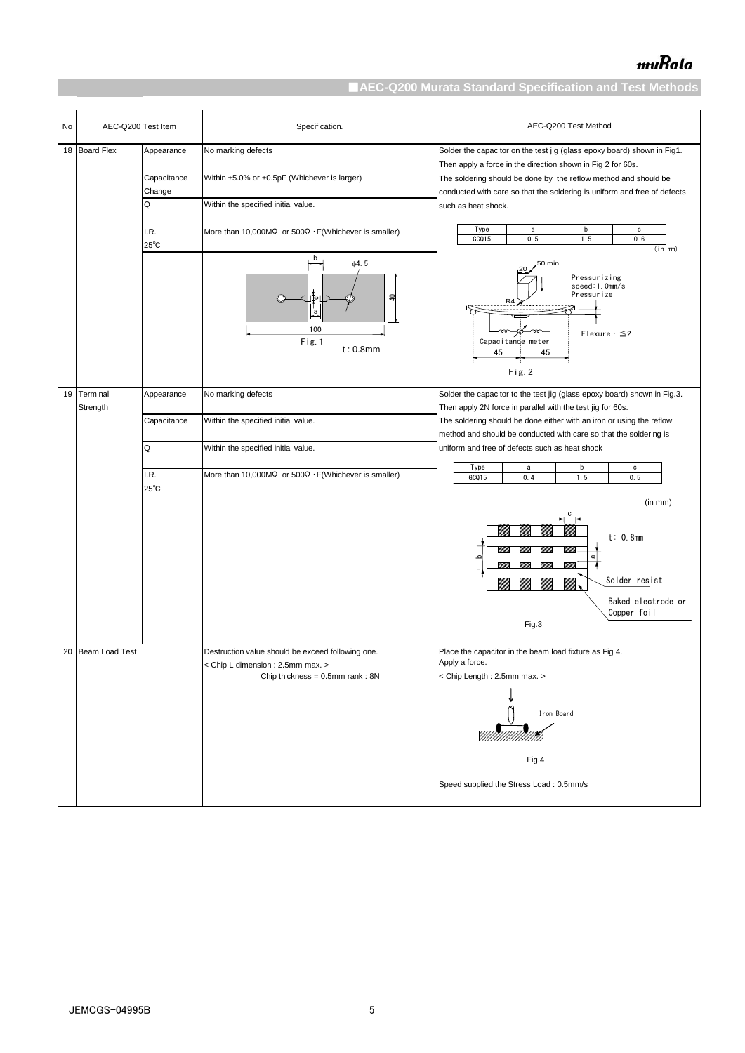## ■AEC-Q200 Murata Standard Specification and Test Methods

| No | AEC-Q200 Test Item | | Specification. | AEC-Q200 Test Method |
|---|---|---|---|---|
| 18 | Board Flex | Appearance | No marking defects | Solder the capacitor on the test jig (glass epoxy board) shown in Fig1. Then apply a force in the direction shown in Fig 2 for 60s. The soldering should be done by the reflow method and should be conducted with care so that the soldering is uniform and free of defects such as heat shock. |
| | | Capacitance Change | Within ±5.0% or ±0.5pF (Whichever is larger) | |
| | | Q | Within the specified initial value. | Type GCQ15: a 0.5, b 1.5, c 0.6 (in mm) |
| | | I.R. 25℃ | More than 10,000MΩ or 500Ω・F(Whichever is smaller) | |
| | | | Fig. 1 (b, φ4.5, a, 40, 100, t : 0.8mm) | Fig. 2 (20, 50 min., R4, Pressurizing speed:1.0mm/s, Pressurize, Flexure : ≦2, Capacitance meter, 45, 45) |
| 19 | Terminal Strength | Appearance | No marking defects | Solder the capacitor to the test jig (glass epoxy board) shown in Fig.3. Then apply 2N force in parallel with the test jig for 60s. |
| | | Capacitance | Within the specified initial value. | The soldering should be done either with an iron or using the reflow method and should be conducted with care so that the soldering is |
| | | Q | Within the specified initial value. | uniform and free of defects such as heat shock |
| | | I.R. 25℃ | More than 10,000MΩ or 500Ω・F(Whichever is smaller) | Type GCQ15: a 0.4, b 1.5, c 0.5 (in mm) |
| | | | | Fig.3 (t: 0.8mm, Solder resist, Baked electrode or Copper foil) |
| 20 | Beam Load Test | | Destruction value should be exceed following one. < Chip L dimension : 2.5mm max. > Chip thickness = 0.5mm rank : 8N | Place the capacitor in the beam load fixture as Fig 4. Apply a force. < Chip Length : 2.5mm max. > Fig.4 (Iron Board) Speed supplied the Stress Load : 0.5mm/s |

JEMCGS-04995B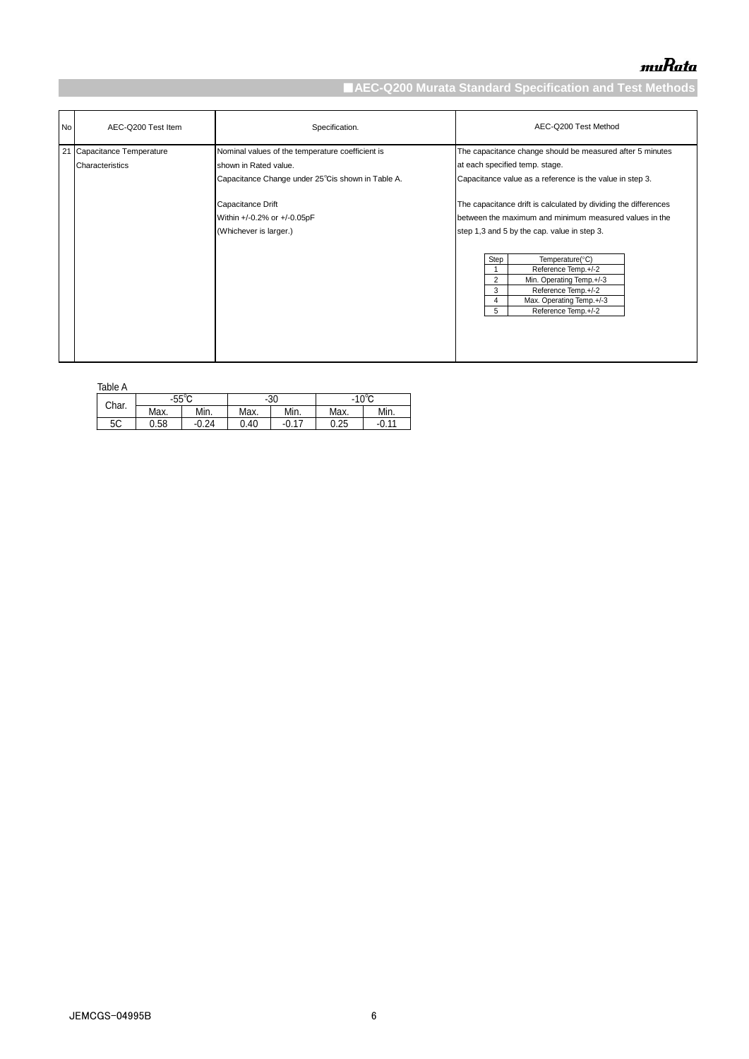## ■AEC-Q200 Murata Standard Specification and Test Methods

| No | AEC-Q200 Test Item | Specification. | AEC-Q200 Test Method |
|---|---|---|---|
| 21 | Capacitance Temperature Characteristics | Nominal values of the temperature coefficient is shown in Rated value.<br>Capacitance Change under 25℃is shown in Table A.<br><br>Capacitance Drift<br>Within +/-0.2% or +/-0.05pF<br>(Whichever is larger.) | The capacitance change should be measured after 5 minutes at each specified temp. stage.<br>Capacitance value as a reference is the value in step 3.<br><br>The capacitance drift is calculated by dividing the differences between the maximum and minimum measured values in the step 1,3 and 5 by the cap. value in step 3. |

| Step | Temperature(°C) |
|---|---|
| 1 | Reference Temp.+/-2 |
| 2 | Min. Operating Temp.+/-3 |
| 3 | Reference Temp.+/-2 |
| 4 | Max. Operating Temp.+/-3 |
| 5 | Reference Temp.+/-2 |

Table A

| Char. | -55℃ | | -30 | | -10℃ | |
|---|---|---|---|---|---|---|
| | Max. | Min. | Max. | Min. | Max. | Min. |
| 5C | 0.58 | -0.24 | 0.40 | -0.17 | 0.25 | -0.11 |

JEMCGS-04995B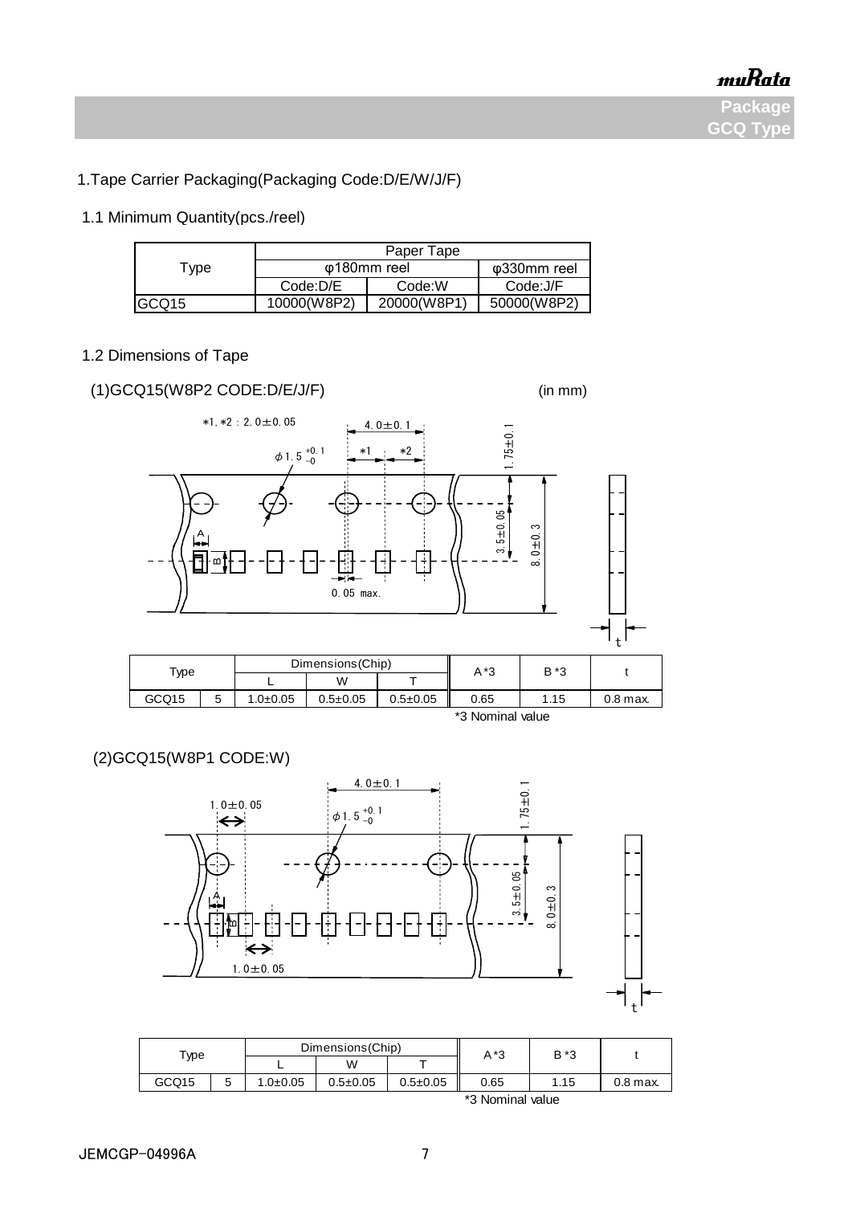Package
GCQ Type

## 1.Tape Carrier Packaging(Packaging Code:D/E/W/J/F)

### 1.1 Minimum Quantity(pcs./reel)

| Type | Paper Tape | | |
|---|---|---|---|
| | φ180mm reel | | φ330mm reel |
| | Code:D/E | Code:W | Code:J/F |
| GCQ15 | 10000(W8P2) | 20000(W8P1) | 50000(W8P2) |

### 1.2 Dimensions of Tape

(1)GCQ15(W8P2 CODE:D/E/J/F) (in mm)

*1, *2 : 2.0±0.05

4.0±0.1

$\phi 1.5^{+0.1}_{-0}$

1.75±0.1

3.5±0.05

8.0±0.3

0.05 max.

| Type | | Dimensions(Chip) | | | A*3 | B*3 | t |
|---|---|---|---|---|---|---|---|
| | | L | W | T | | | |
| GCQ15 | 5 | 1.0±0.05 | 0.5±0.05 | 0.5±0.05 | 0.65 | 1.15 | 0.8 max. |

*3 Nominal value

(2)GCQ15(W8P1 CODE:W)

4.0±0.1

1.0±0.05

$\phi 1.5^{+0.1}_{-0}$

1.75±0.1

3.5±0.05

8.0±0.3

1.0±0.05

| Type | | Dimensions(Chip) | | | A*3 | B*3 | t |
|---|---|---|---|---|---|---|---|
| | | L | W | T | | | |
| GCQ15 | 5 | 1.0±0.05 | 0.5±0.05 | 0.5±0.05 | 0.65 | 1.15 | 0.8 max. |

*3 Nominal value

JEMCGP-04996A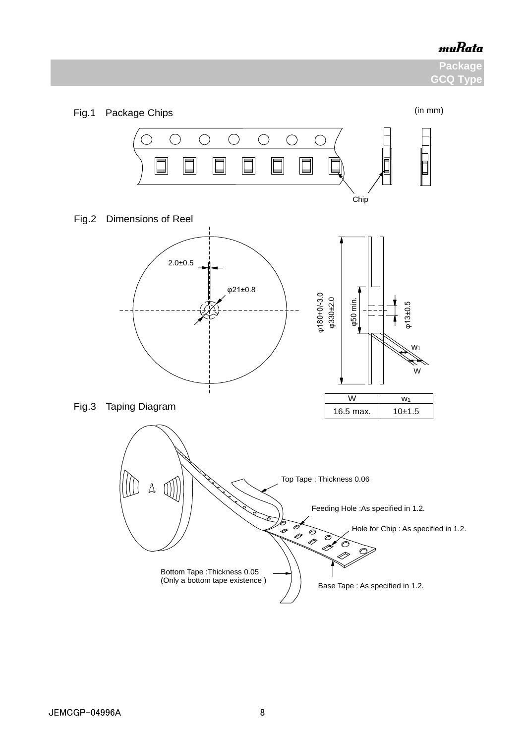## Package
## GCQ Type

Fig.1 Package Chips

(in mm)

Chip

Fig.2 Dimensions of Reel

2.0±0.5

φ21±0.8

φ180+0/-3.0

φ330±2.0

φ50 min.

φ13±0.5

$w_1$

W

| W | $w_1$ |
|---|---|
| 16.5 max. | 10±1.5 |

Fig.3 Taping Diagram

Top Tape : Thickness 0.06

Feeding Hole :As specified in 1.2.

Hole for Chip : As specified in 1.2.

Bottom Tape :Thickness 0.05
(Only a bottom tape existence )

Base Tape : As specified in 1.2.

JEMCGP-04996A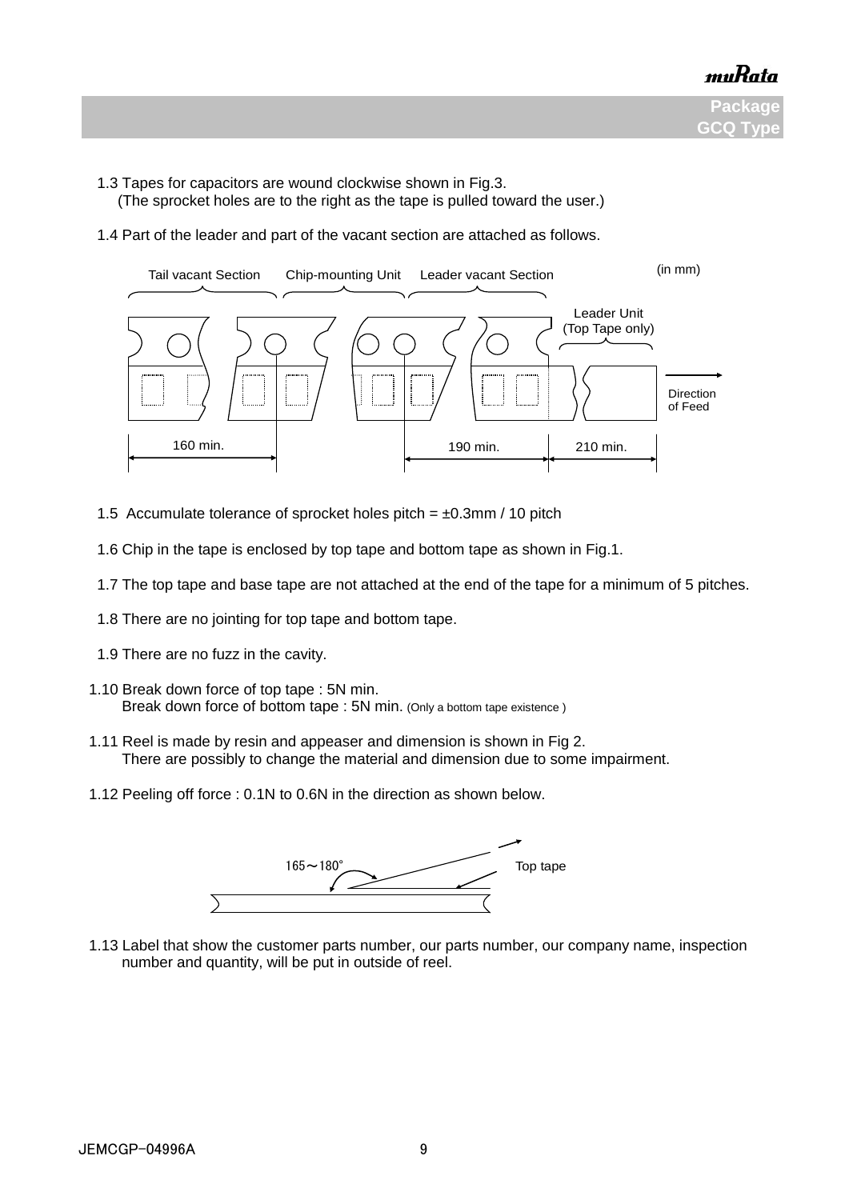1.3 Tapes for capacitors are wound clockwise shown in Fig.3.
(The sprocket holes are to the right as the tape is pulled toward the user.)

1.4 Part of the leader and part of the vacant section are attached as follows.

(in mm)

Tail vacant Section | Chip-mounting Unit | Leader vacant Section | Leader Unit (Top Tape only)

160 min. | 190 min. | 210 min.

Direction of Feed

1.5 Accumulate tolerance of sprocket holes pitch = ±0.3mm / 10 pitch

1.6 Chip in the tape is enclosed by top tape and bottom tape as shown in Fig.1.

1.7 The top tape and base tape are not attached at the end of the tape for a minimum of 5 pitches.

1.8 There are no jointing for top tape and bottom tape.

1.9 There are no fuzz in the cavity.

1.10 Break down force of top tape : 5N min.
Break down force of bottom tape : 5N min. (Only a bottom tape existence )

1.11 Reel is made by resin and appeaser and dimension is shown in Fig 2.
There are possibly to change the material and dimension due to some impairment.

1.12 Peeling off force : 0.1N to 0.6N in the direction as shown below.

165～180°

Top tape

1.13 Label that show the customer parts number, our parts number, our company name, inspection number and quantity, will be put in outside of reel.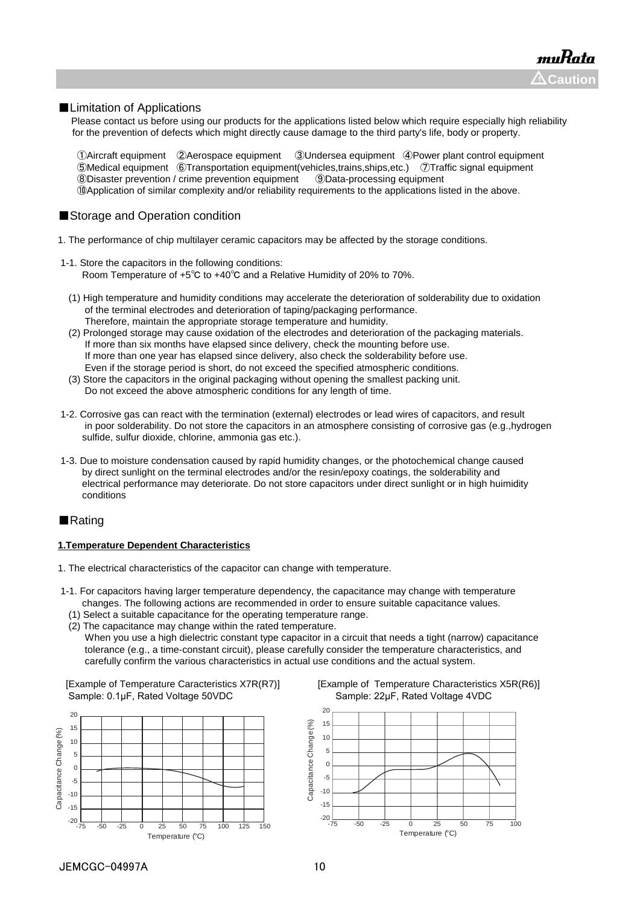⚠Caution

## ■Limitation of Applications

Please contact us before using our products for the applications listed below which require especially high reliability for the prevention of defects which might directly cause damage to the third party's life, body or property.

①Aircraft equipment ②Aerospace equipment ③Undersea equipment ④Power plant control equipment
⑤Medical equipment ⑥Transportation equipment(vehicles,trains,ships,etc.) ⑦Traffic signal equipment
⑧Disaster prevention / crime prevention equipment ⑨Data-processing equipment
⑩Application of similar complexity and/or reliability requirements to the applications listed in the above.

## ■Storage and Operation condition

1. The performance of chip multilayer ceramic capacitors may be affected by the storage conditions.

1-1. Store the capacitors in the following conditions:
Room Temperature of +5℃ to +40℃ and a Relative Humidity of 20% to 70%.

(1) High temperature and humidity conditions may accelerate the deterioration of solderability due to oxidation of the terminal electrodes and deterioration of taping/packaging performance.
Therefore, maintain the appropriate storage temperature and humidity.
(2) Prolonged storage may cause oxidation of the electrodes and deterioration of the packaging materials.
If more than six months have elapsed since delivery, check the mounting before use.
If more than one year has elapsed since delivery, also check the solderability before use.
Even if the storage period is short, do not exceed the specified atmospheric conditions.
(3) Store the capacitors in the original packaging without opening the smallest packing unit.
Do not exceed the above atmospheric conditions for any length of time.

1-2. Corrosive gas can react with the termination (external) electrodes or lead wires of capacitors, and result in poor solderability. Do not store the capacitors in an atmosphere consisting of corrosive gas (e.g.,hydrogen sulfide, sulfur dioxide, chlorine, ammonia gas etc.).

1-3. Due to moisture condensation caused by rapid humidity changes, or the photochemical change caused by direct sunlight on the terminal electrodes and/or the resin/epoxy coatings, the solderability and electrical performance may deteriorate. Do not store capacitors under direct sunlight or in high huimidity conditions

## ■Rating

**1.Temperature Dependent Characteristics**

1. The electrical characteristics of the capacitor can change with temperature.

1-1. For capacitors having larger temperature dependency, the capacitance may change with temperature changes. The following actions are recommended in order to ensure suitable capacitance values.
(1) Select a suitable capacitance for the operating temperature range.
(2) The capacitance may change within the rated temperature.
When you use a high dielectric constant type capacitor in a circuit that needs a tight (narrow) capacitance tolerance (e.g., a time-constant circuit), please carefully consider the temperature characteristics, and carefully confirm the various characteristics in actual use conditions and the actual system.

[Example of Temperature Caracteristics X7R(R7)]
Sample: 0.1μF, Rated Voltage 50VDC

[Example of Temperature Characteristics X5R(R6)]
Sample: 22μF, Rated Voltage 4VDC

JEMCGC-04997A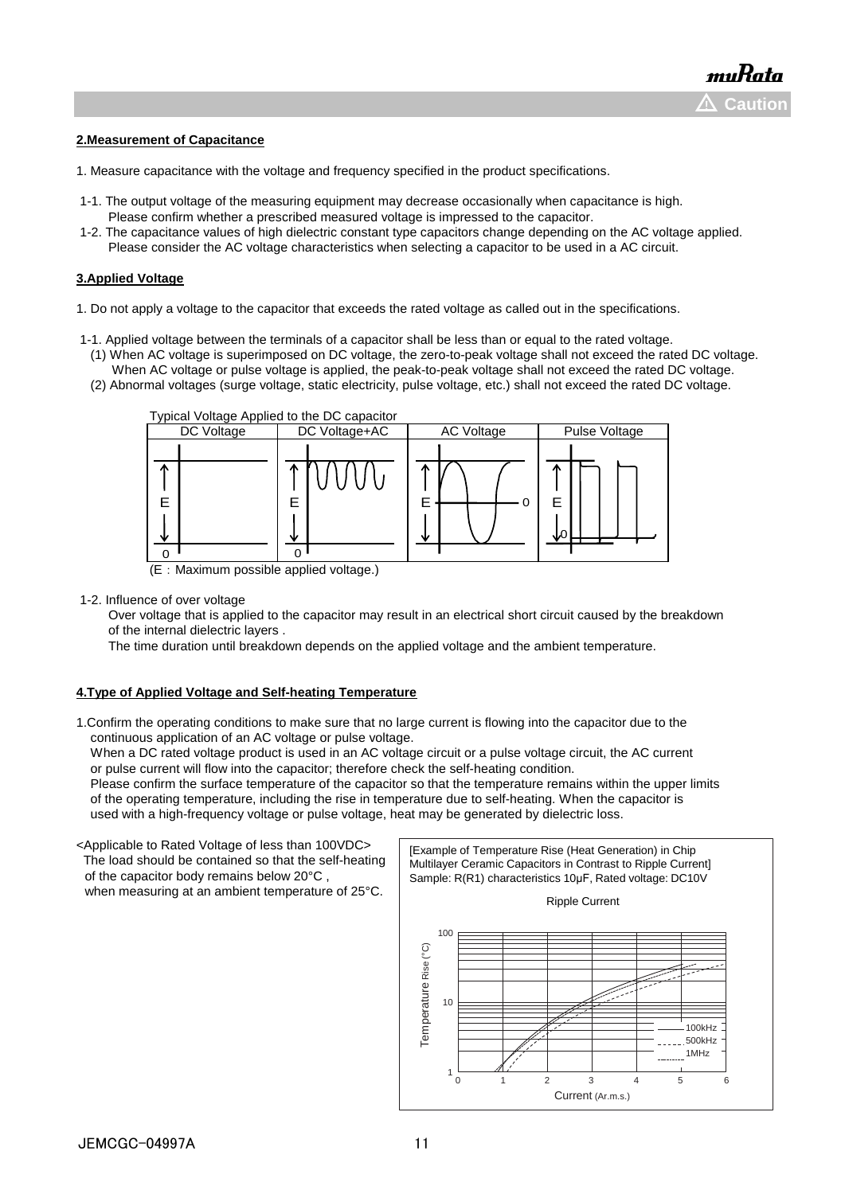## 2.Measurement of Capacitance

1. Measure capacitance with the voltage and frequency specified in the product specifications.

1-1. The output voltage of the measuring equipment may decrease occasionally when capacitance is high.
Please confirm whether a prescribed measured voltage is impressed to the capacitor.

1-2. The capacitance values of high dielectric constant type capacitors change depending on the AC voltage applied.
Please consider the AC voltage characteristics when selecting a capacitor to be used in a AC circuit.

## 3.Applied Voltage

1. Do not apply a voltage to the capacitor that exceeds the rated voltage as called out in the specifications.

1-1. Applied voltage between the terminals of a capacitor shall be less than or equal to the rated voltage.

(1) When AC voltage is superimposed on DC voltage, the zero-to-peak voltage shall not exceed the rated DC voltage.
When AC voltage or pulse voltage is applied, the peak-to-peak voltage shall not exceed the rated DC voltage.

(2) Abnormal voltages (surge voltage, static electricity, pulse voltage, etc.) shall not exceed the rated DC voltage.

Typical Voltage Applied to the DC capacitor

| DC Voltage | DC Voltage+AC | AC Voltage | Pulse Voltage |
|---|---|---|---|
| E, 0 | E, 0 | E, 0 | E, 0 |

(E：Maximum possible applied voltage.)

1-2. Influence of over voltage

Over voltage that is applied to the capacitor may result in an electrical short circuit caused by the breakdown of the internal dielectric layers .

The time duration until breakdown depends on the applied voltage and the ambient temperature.

## 4.Type of Applied Voltage and Self-heating Temperature

1.Confirm the operating conditions to make sure that no large current is flowing into the capacitor due to the continuous application of an AC voltage or pulse voltage.

When a DC rated voltage product is used in an AC voltage circuit or a pulse voltage circuit, the AC current or pulse current will flow into the capacitor; therefore check the self-heating condition.

Please confirm the surface temperature of the capacitor so that the temperature remains within the upper limits of the operating temperature, including the rise in temperature due to self-heating. When the capacitor is used with a high-frequency voltage or pulse voltage, heat may be generated by dielectric loss.

<Applicable to Rated Voltage of less than 100VDC>
The load should be contained so that the self-heating of the capacitor body remains below 20°C , when measuring at an ambient temperature of 25°C.

[Example of Temperature Rise (Heat Generation) in Chip Multilayer Ceramic Capacitors in Contrast to Ripple Current]
Sample: R(R1) characteristics 10μF, Rated voltage: DC10V

Ripple Current

Temperature Rise (°C) (1 – 100, log scale) vs. Current (Ar.m.s.) (0 – 6); curves: 100kHz, 500kHz, 1MHz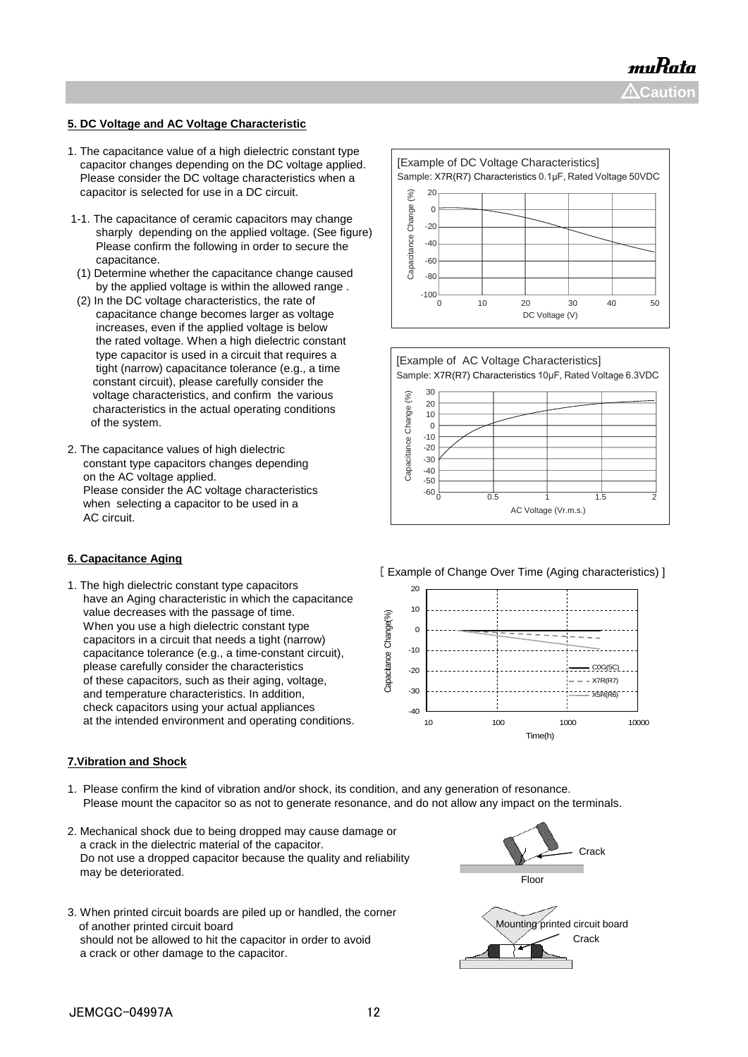## 5. DC Voltage and AC Voltage Characteristic

1. The capacitance value of a high dielectric constant type capacitor changes depending on the DC voltage applied. Please consider the DC voltage characteristics when a capacitor is selected for use in a DC circuit.

1-1. The capacitance of ceramic capacitors may change sharply depending on the applied voltage. (See figure) Please confirm the following in order to secure the capacitance.

(1) Determine whether the capacitance change caused by the applied voltage is within the allowed range .

(2) In the DC voltage characteristics, the rate of capacitance change becomes larger as voltage increases, even if the applied voltage is below the rated voltage. When a high dielectric constant type capacitor is used in a circuit that requires a tight (narrow) capacitance tolerance (e.g., a time constant circuit), please carefully consider the voltage characteristics, and confirm the various characteristics in the actual operating conditions of the system.

2. The capacitance values of high dielectric constant type capacitors changes depending on the AC voltage applied. Please consider the AC voltage characteristics when selecting a capacitor to be used in a AC circuit.

[Example of DC Voltage Characteristics]
Sample: X7R(R7) Characteristics 0.1μF, Rated Voltage 50VDC

[Example of AC Voltage Characteristics]
Sample: X7R(R7) Characteristics 10μF, Rated Voltage 6.3VDC

## 6. Capacitance Aging

1. The high dielectric constant type capacitors have an Aging characteristic in which the capacitance value decreases with the passage of time. When you use a high dielectric constant type capacitors in a circuit that needs a tight (narrow) capacitance tolerance (e.g., a time-constant circuit), please carefully consider the characteristics of these capacitors, such as their aging, voltage, and temperature characteristics. In addition, check capacitors using your actual appliances at the intended environment and operating conditions.

[ Example of Change Over Time (Aging characteristics) ]

## 7.Vibration and Shock

1. Please confirm the kind of vibration and/or shock, its condition, and any generation of resonance. Please mount the capacitor so as not to generate resonance, and do not allow any impact on the terminals.

2. Mechanical shock due to being dropped may cause damage or a crack in the dielectric material of the capacitor. Do not use a dropped capacitor because the quality and reliability may be deteriorated.

3. When printed circuit boards are piled up or handled, the corner of another printed circuit board should not be allowed to hit the capacitor in order to avoid a crack or other damage to the capacitor.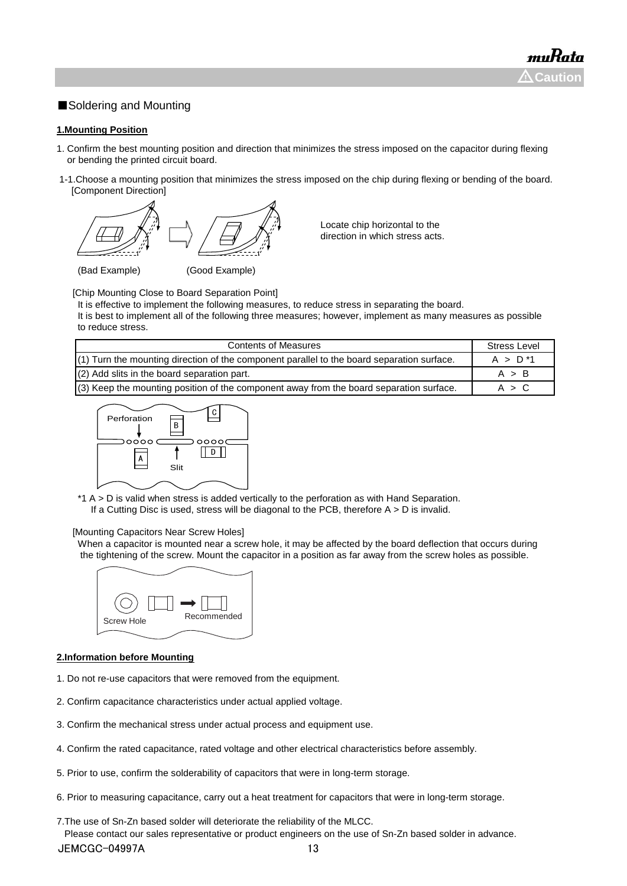■Soldering and Mounting

**1.Mounting Position**

1. Confirm the best mounting position and direction that minimizes the stress imposed on the capacitor during flexing or bending the printed circuit board.

1-1.Choose a mounting position that minimizes the stress imposed on the chip during flexing or bending of the board.
[Component Direction]

(Bad Example) (Good Example)

Locate chip horizontal to the direction in which stress acts.

[Chip Mounting Close to Board Separation Point]
It is effective to implement the following measures, to reduce stress in separating the board.
It is best to implement all of the following three measures; however, implement as many measures as possible to reduce stress.

| Contents of Measures | Stress Level |
|---|---|
| (1) Turn the mounting direction of the component parallel to the board separation surface. | A > D *1 |
| (2) Add slits in the board separation part. | A > B |
| (3) Keep the mounting position of the component away from the board separation surface. | A > C |

Perforation
Slit

*1 A > D is valid when stress is added vertically to the perforation as with Hand Separation.
If a Cutting Disc is used, stress will be diagonal to the PCB, therefore A > D is invalid.

[Mounting Capacitors Near Screw Holes]
When a capacitor is mounted near a screw hole, it may be affected by the board deflection that occurs during the tightening of the screw. Mount the capacitor in a position as far away from the screw holes as possible.

Screw Hole Recommended

**2.Information before Mounting**

1. Do not re-use capacitors that were removed from the equipment.

2. Confirm capacitance characteristics under actual applied voltage.

3. Confirm the mechanical stress under actual process and equipment use.

4. Confirm the rated capacitance, rated voltage and other electrical characteristics before assembly.

5. Prior to use, confirm the solderability of capacitors that were in long-term storage.

6. Prior to measuring capacitance, carry out a heat treatment for capacitors that were in long-term storage.

7. The use of Sn-Zn based solder will deteriorate the reliability of the MLCC.
Please contact our sales representative or product engineers on the use of Sn-Zn based solder in advance.

JEMCGC-04997A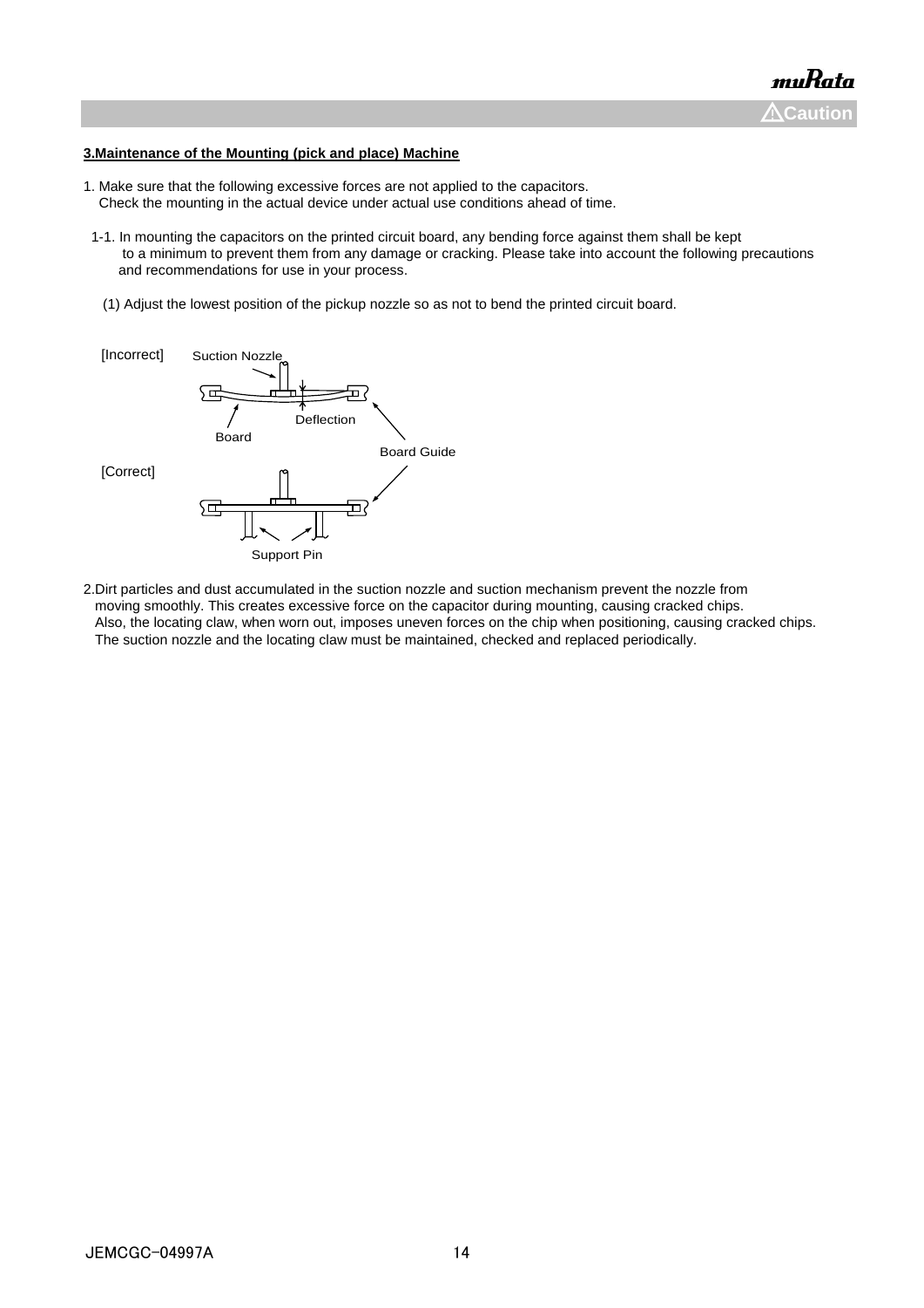**3.Maintenance of the Mounting (pick and place) Machine**

1. Make sure that the following excessive forces are not applied to the capacitors.
   Check the mounting in the actual device under actual use conditions ahead of time.

   1-1. In mounting the capacitors on the printed circuit board, any bending force against them shall be kept to a minimum to prevent them from any damage or cracking. Please take into account the following precautions and recommendations for use in your process.

   (1) Adjust the lowest position of the pickup nozzle so as not to bend the printed circuit board.

[Incorrect] Suction Nozzle, Deflection, Board, Board Guide

[Correct] Support Pin

2.Dirt particles and dust accumulated in the suction nozzle and suction mechanism prevent the nozzle from moving smoothly. This creates excessive force on the capacitor during mounting, causing cracked chips. Also, the locating claw, when worn out, imposes uneven forces on the chip when positioning, causing cracked chips. The suction nozzle and the locating claw must be maintained, checked and replaced periodically.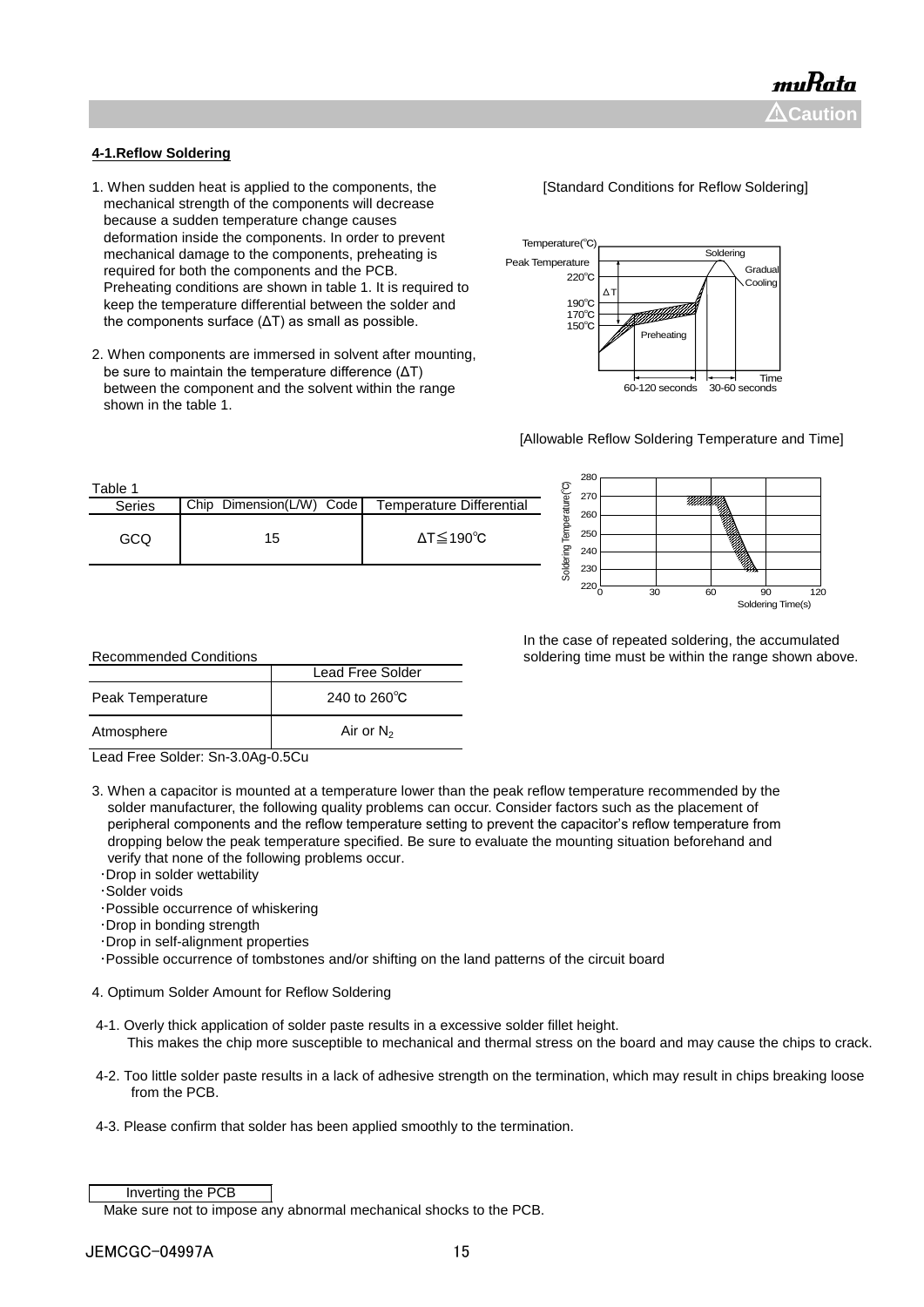**4-1.Reflow Soldering**

1. When sudden heat is applied to the components, the mechanical strength of the components will decrease because a sudden temperature change causes deformation inside the components. In order to prevent mechanical damage to the components, preheating is required for both the components and the PCB. Preheating conditions are shown in table 1. It is required to keep the temperature differential between the solder and the components surface (ΔT) as small as possible.

2. When components are immersed in solvent after mounting, be sure to maintain the temperature difference (ΔT) between the component and the solvent within the range shown in the table 1.

[Standard Conditions for Reflow Soldering]

[Allowable Reflow Soldering Temperature and Time]

Table 1

| Series | Chip Dimension(L/W) Code | Temperature Differential |
|---|---|---|
| GCQ | 15 | ΔT≦190℃ |

In the case of repeated soldering, the accumulated soldering time must be within the range shown above.

Recommended Conditions

| | Lead Free Solder |
|---|---|
| Peak Temperature | 240 to 260℃ |
| Atmosphere | Air or $N_2$ |

Lead Free Solder: Sn-3.0Ag-0.5Cu

3. When a capacitor is mounted at a temperature lower than the peak reflow temperature recommended by the solder manufacturer, the following quality problems can occur. Consider factors such as the placement of peripheral components and the reflow temperature setting to prevent the capacitor's reflow temperature from dropping below the peak temperature specified. Be sure to evaluate the mounting situation beforehand and verify that none of the following problems occur.
   - ・Drop in solder wettability
   - ・Solder voids
   - ・Possible occurrence of whiskering
   - ・Drop in bonding strength
   - ・Drop in self-alignment properties
   - ・Possible occurrence of tombstones and/or shifting on the land patterns of the circuit board

4. Optimum Solder Amount for Reflow Soldering

4-1. Overly thick application of solder paste results in a excessive solder fillet height.
This makes the chip more susceptible to mechanical and thermal stress on the board and may cause the chips to crack.

4-2. Too little solder paste results in a lack of adhesive strength on the termination, which may result in chips breaking loose from the PCB.

4-3. Please confirm that solder has been applied smoothly to the termination.

Inverting the PCB

Make sure not to impose any abnormal mechanical shocks to the PCB.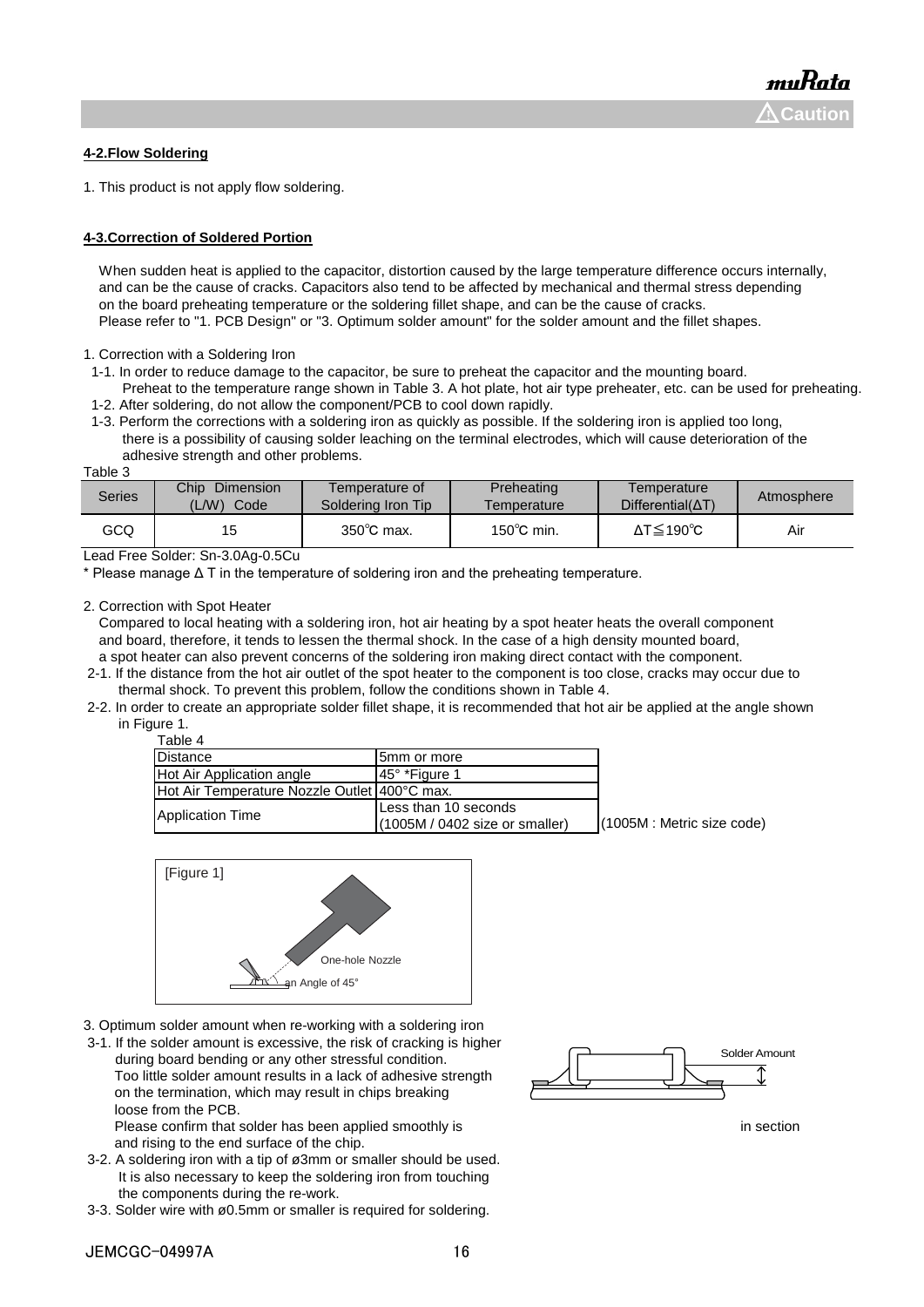### 4-2.Flow Soldering

1. This product is not apply flow soldering.

### 4-3.Correction of Soldered Portion

When sudden heat is applied to the capacitor, distortion caused by the large temperature difference occurs internally, and can be the cause of cracks. Capacitors also tend to be affected by mechanical and thermal stress depending on the board preheating temperature or the soldering fillet shape, and can be the cause of cracks.
Please refer to "1. PCB Design" or "3. Optimum solder amount" for the solder amount and the fillet shapes.

1. Correction with a Soldering Iron
 1-1. In order to reduce damage to the capacitor, be sure to preheat the capacitor and the mounting board.
  Preheat to the temperature range shown in Table 3. A hot plate, hot air type preheater, etc. can be used for preheating.
 1-2. After soldering, do not allow the component/PCB to cool down rapidly.
 1-3. Perform the corrections with a soldering iron as quickly as possible. If the soldering iron is applied too long, there is a possibility of causing solder leaching on the terminal electrodes, which will cause deterioration of the adhesive strength and other problems.

Table 3

| Series | Chip Dimension (L/W) Code | Temperature of Soldering Iron Tip | Preheating Temperature | Temperature Differential(ΔT) | Atmosphere |
|---|---|---|---|---|---|
| GCQ | 15 | 350℃ max. | 150℃ min. | ΔT≦190℃ | Air |

Lead Free Solder: Sn-3.0Ag-0.5Cu

* Please manage Δ T in the temperature of soldering iron and the preheating temperature.

2. Correction with Spot Heater
 Compared to local heating with a soldering iron, hot air heating by a spot heater heats the overall component and board, therefore, it tends to lessen the thermal shock. In the case of a high density mounted board, a spot heater can also prevent concerns of the soldering iron making direct contact with the component.
 2-1. If the distance from the hot air outlet of the spot heater to the component is too close, cracks may occur due to thermal shock. To prevent this problem, follow the conditions shown in Table 4.
 2-2. In order to create an appropriate solder fillet shape, it is recommended that hot air be applied at the angle shown in Figure 1.

Table 4

| Distance | 5mm or more |
|---|---|
| Hot Air Application angle | 45° *Figure 1 |
| Hot Air Temperature Nozzle Outlet | 400°C max. |
| Application Time | Less than 10 seconds (1005M / 0402 size or smaller) |

(1005M : Metric size code)

[Figure 1]

One-hole Nozzle

an Angle of 45°

3. Optimum solder amount when re-working with a soldering iron
 3-1. If the solder amount is excessive, the risk of cracking is higher during board bending or any other stressful condition.
  Too little solder amount results in a lack of adhesive strength on the termination, which may result in chips breaking loose from the PCB.
  Please confirm that solder has been applied smoothly is in section and rising to the end surface of the chip.

Solder Amount

 3-2. A soldering iron with a tip of ø3mm or smaller should be used.
  It is also necessary to keep the soldering iron from touching the components during the re-work.
 3-3. Solder wire with ø0.5mm or smaller is required for soldering.

JEMCGC-04997A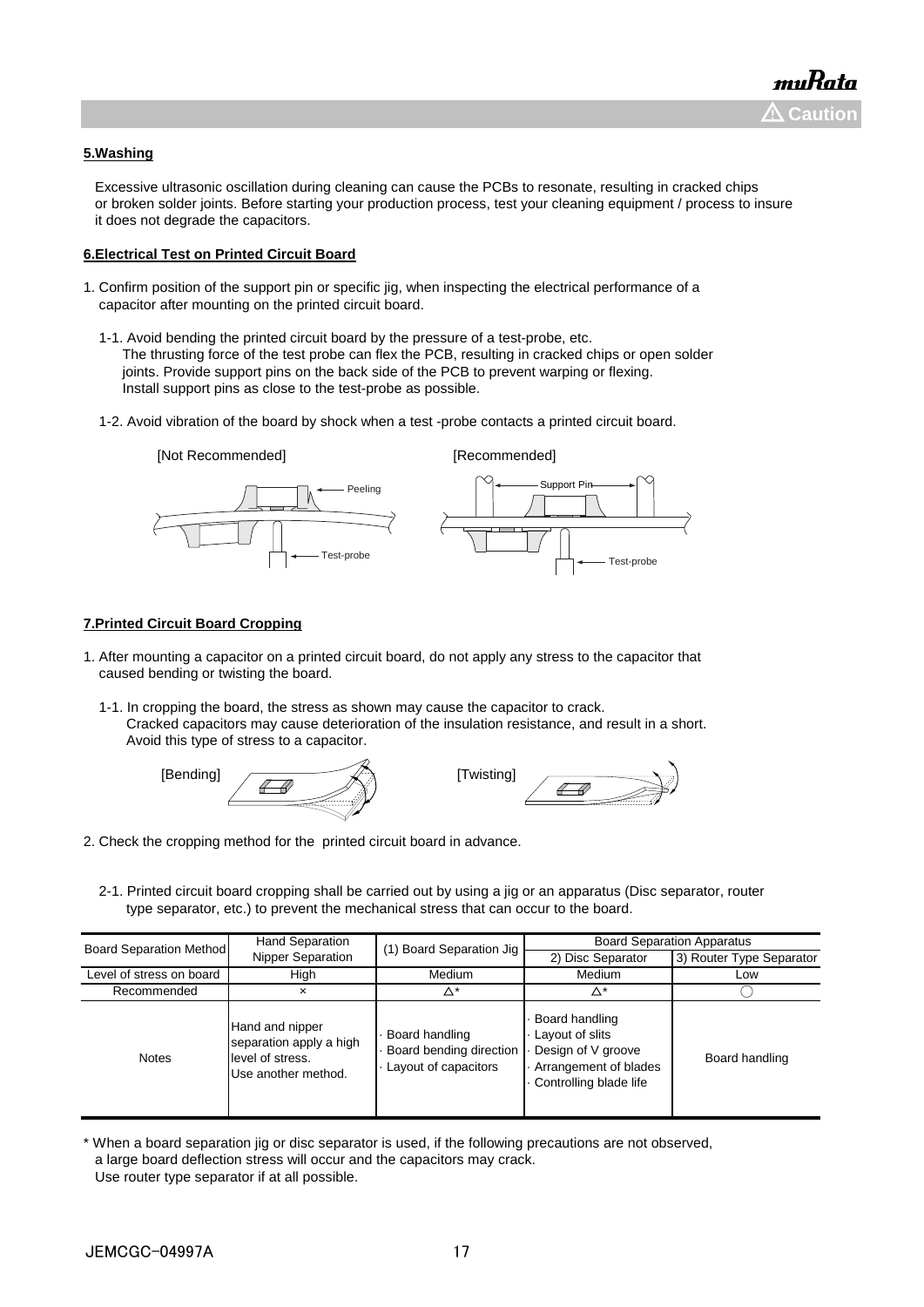### 5.Washing

Excessive ultrasonic oscillation during cleaning can cause the PCBs to resonate, resulting in cracked chips or broken solder joints. Before starting your production process, test your cleaning equipment / process to insure it does not degrade the capacitors.

### 6.Electrical Test on Printed Circuit Board

1. Confirm position of the support pin or specific jig, when inspecting the electrical performance of a capacitor after mounting on the printed circuit board.

   1-1. Avoid bending the printed circuit board by the pressure of a test-probe, etc.
   The thrusting force of the test probe can flex the PCB, resulting in cracked chips or open solder joints. Provide support pins on the back side of the PCB to prevent warping or flexing.
   Install support pins as close to the test-probe as possible.

   1-2. Avoid vibration of the board by shock when a test -probe contacts a printed circuit board.

[Not Recommended] Peeling, Test-probe

[Recommended] Support Pin, Test-probe

### 7.Printed Circuit Board Cropping

1. After mounting a capacitor on a printed circuit board, do not apply any stress to the capacitor that caused bending or twisting the board.

   1-1. In cropping the board, the stress as shown may cause the capacitor to crack.
   Cracked capacitors may cause deterioration of the insulation resistance, and result in a short.
   Avoid this type of stress to a capacitor.

[Bending] [Twisting]

2. Check the cropping method for the printed circuit board in advance.

   2-1. Printed circuit board cropping shall be carried out by using a jig or an apparatus (Disc separator, router type separator, etc.) to prevent the mechanical stress that can occur to the board.

| Board Separation Method | Hand Separation Nipper Separation | (1) Board Separation Jig | Board Separation Apparatus | |
|---|---|---|---|---|
| | | | 2) Disc Separator | 3) Router Type Separator |
| Level of stress on board | High | Medium | Medium | Low |
| Recommended | × | △* | △* | ○ |
| Notes | Hand and nipper separation apply a high level of stress. Use another method. | · Board handling<br>· Board bending direction<br>· Layout of capacitors | · Board handling<br>· Layout of slits<br>· Design of V groove<br>· Arrangement of blades<br>· Controlling blade life | Board handling |

\* When a board separation jig or disc separator is used, if the following precautions are not observed, a large board deflection stress will occur and the capacitors may crack.
Use router type separator if at all possible.

JEMCGC-04997A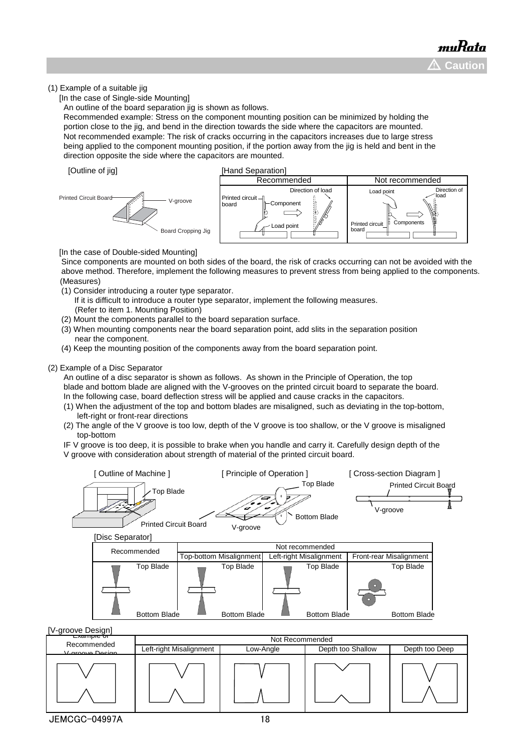(1) Example of a suitable jig

[In the case of Single-side Mounting]

An outline of the board separation jig is shown as follows.

Recommended example: Stress on the component mounting position can be minimized by holding the portion close to the jig, and bend in the direction towards the side where the capacitors are mounted.

Not recommended example: The risk of cracks occurring in the capacitors increases due to large stress being applied to the component mounting position, if the portion away from the jig is held and bent in the direction opposite the side where the capacitors are mounted.

[Outline of jig]

Printed Circuit Board — V-groove — Board Cropping Jig

[Hand Separation]

| Recommended | Not recommended |
|---|---|
| Printed circuit board, Component, Load point, Direction of load | Load point, Printed circuit board, Components, Direction of load |

[In the case of Double-sided Mounting]

Since components are mounted on both sides of the board, the risk of cracks occurring can not be avoided with the above method. Therefore, implement the following measures to prevent stress from being applied to the components.

(Measures)

(1) Consider introducing a router type separator.
If it is difficult to introduce a router type separator, implement the following measures.
(Refer to item 1. Mounting Position)

(2) Mount the components parallel to the board separation surface.

(3) When mounting components near the board separation point, add slits in the separation position near the component.

(4) Keep the mounting position of the components away from the board separation point.

(2) Example of a Disc Separator

An outline of a disc separator is shown as follows. As shown in the Principle of Operation, the top blade and bottom blade are aligned with the V-grooves on the printed circuit board to separate the board.

In the following case, board deflection stress will be applied and cause cracks in the capacitors.

(1) When the adjustment of the top and bottom blades are misaligned, such as deviating in the top-bottom, left-right or front-rear directions

(2) The angle of the V groove is too low, depth of the V groove is too shallow, or the V groove is misaligned top-bottom

IF V groove is too deep, it is possible to brake when you handle and carry it. Carefully design depth of the V groove with consideration about strength of material of the printed circuit board.

[ Outline of Machine ] — Top Blade, Printed Circuit Board

[ Principle of Operation ] — Top Blade, Bottom Blade, V-groove

[ Cross-section Diagram ] — Printed Circuit Board, V-groove

[Disc Separator]

| Recommended | Not recommended | | |
|---|---|---|---|
| | Top-bottom Misalignment | Left-right Misalignment | Front-rear Misalignment |
| Top Blade / Bottom Blade | Top Blade / Bottom Blade | Top Blade / Bottom Blade | Top Blade / Bottom Blade |

[V-groove Design]

| Example of Recommended V-groove Design | Not Recommended | | | |
|---|---|---|---|---|
| | Left-right Misalignment | Low-Angle | Depth too Shallow | Depth too Deep |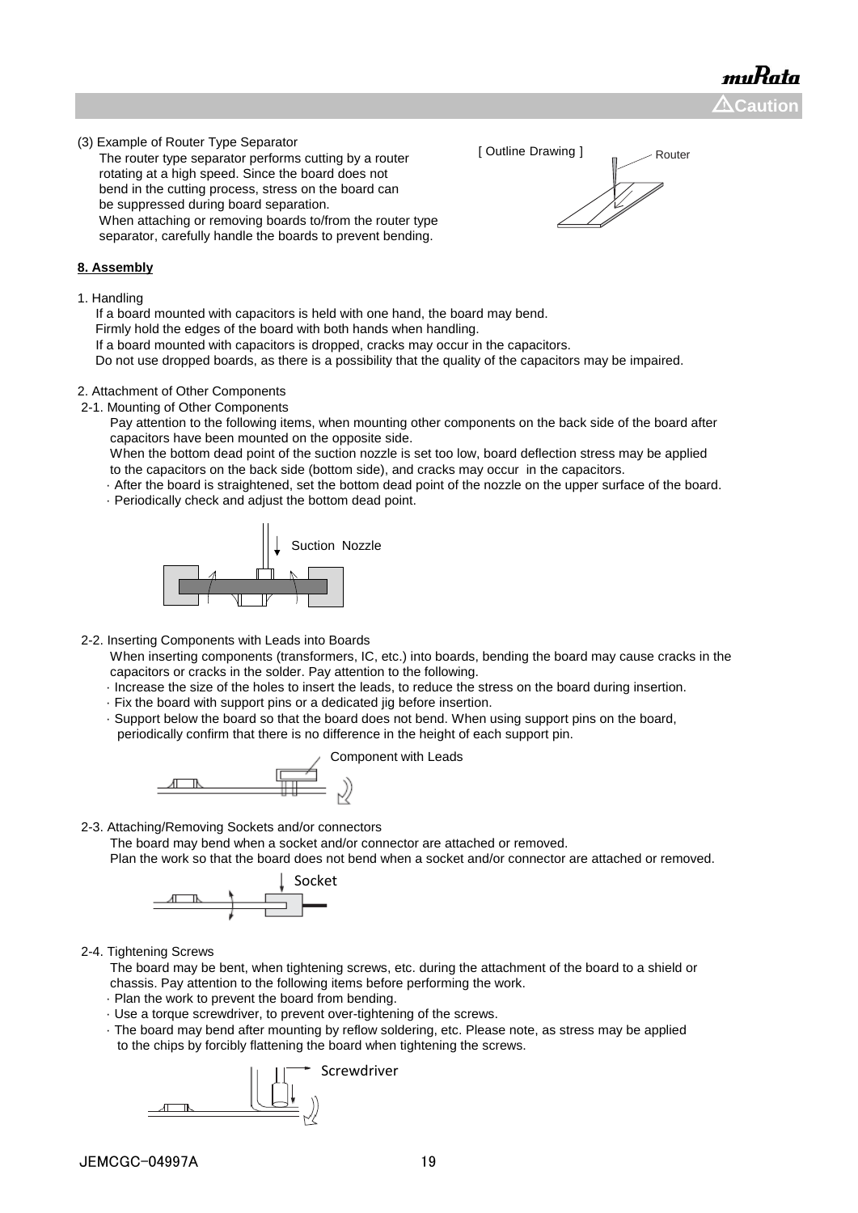(3) Example of Router Type Separator

The router type separator performs cutting by a router rotating at a high speed. Since the board does not bend in the cutting process, stress on the board can be suppressed during board separation.

When attaching or removing boards to/from the router type separator, carefully handle the boards to prevent bending.

[ Outline Drawing ]

Router

**8. Assembly**

1. Handling

If a board mounted with capacitors is held with one hand, the board may bend.
Firmly hold the edges of the board with both hands when handling.
If a board mounted with capacitors is dropped, cracks may occur in the capacitors.
Do not use dropped boards, as there is a possibility that the quality of the capacitors may be impaired.

2. Attachment of Other Components

2-1. Mounting of Other Components

Pay attention to the following items, when mounting other components on the back side of the board after capacitors have been mounted on the opposite side.
When the bottom dead point of the suction nozzle is set too low, board deflection stress may be applied to the capacitors on the back side (bottom side), and cracks may occur in the capacitors.

- After the board is straightened, set the bottom dead point of the nozzle on the upper surface of the board.
- Periodically check and adjust the bottom dead point.

Suction Nozzle

2-2. Inserting Components with Leads into Boards

When inserting components (transformers, IC, etc.) into boards, bending the board may cause cracks in the capacitors or cracks in the solder. Pay attention to the following.

- Increase the size of the holes to insert the leads, to reduce the stress on the board during insertion.
- Fix the board with support pins or a dedicated jig before insertion.
- Support below the board so that the board does not bend. When using support pins on the board, periodically confirm that there is no difference in the height of each support pin.

Component with Leads

2-3. Attaching/Removing Sockets and/or connectors

The board may bend when a socket and/or connector are attached or removed.
Plan the work so that the board does not bend when a socket and/or connector are attached or removed.

Socket

2-4. Tightening Screws

The board may be bent, when tightening screws, etc. during the attachment of the board to a shield or chassis. Pay attention to the following items before performing the work.

- Plan the work to prevent the board from bending.
- Use a torque screwdriver, to prevent over-tightening of the screws.
- The board may bend after mounting by reflow soldering, etc. Please note, as stress may be applied to the chips by forcibly flattening the board when tightening the screws.

Screwdriver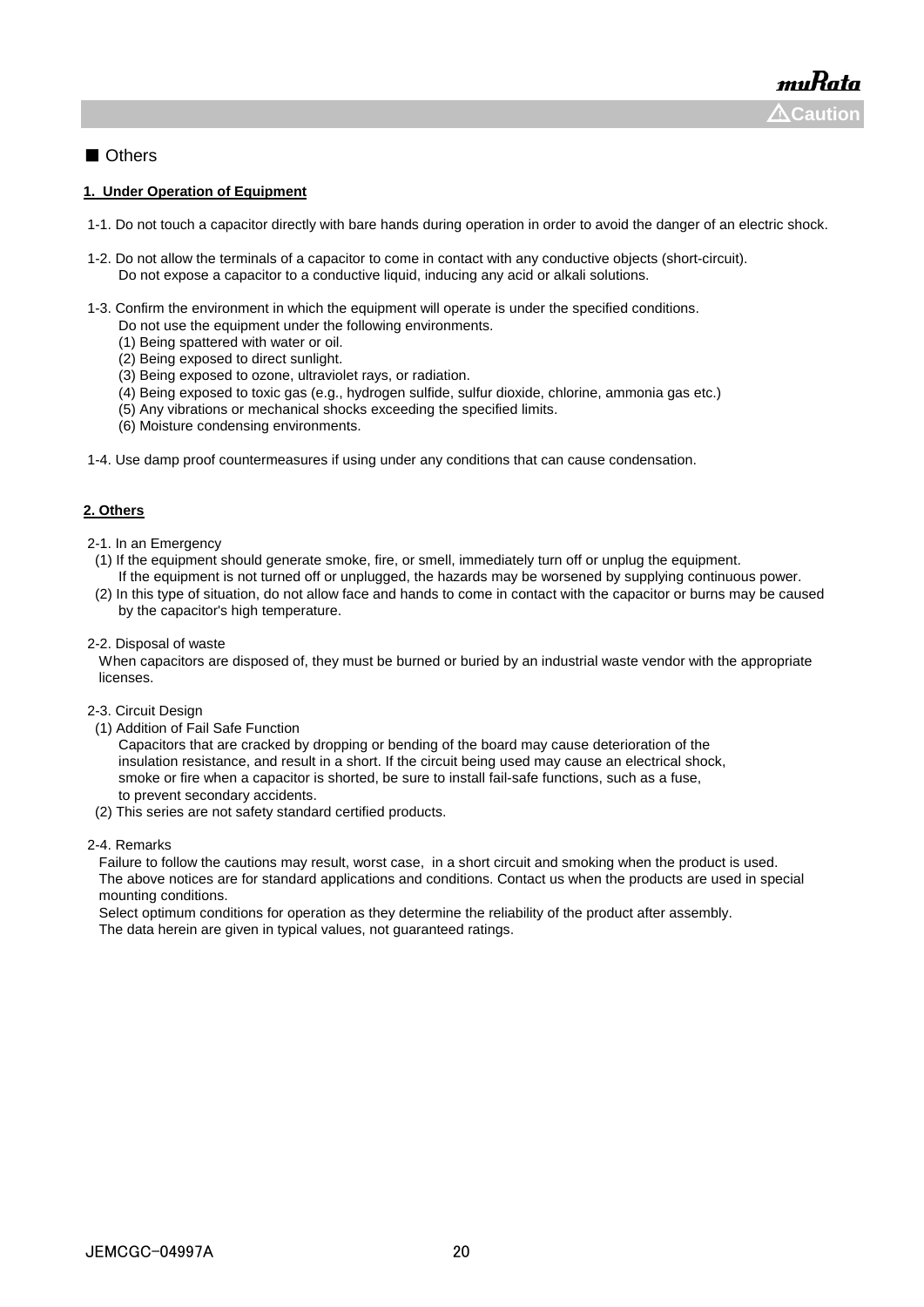■ Others

**1. Under Operation of Equipment**

1-1. Do not touch a capacitor directly with bare hands during operation in order to avoid the danger of an electric shock.

1-2. Do not allow the terminals of a capacitor to come in contact with any conductive objects (short-circuit).
Do not expose a capacitor to a conductive liquid, inducing any acid or alkali solutions.

1-3. Confirm the environment in which the equipment will operate is under the specified conditions.
Do not use the equipment under the following environments.
(1) Being spattered with water or oil.
(2) Being exposed to direct sunlight.
(3) Being exposed to ozone, ultraviolet rays, or radiation.
(4) Being exposed to toxic gas (e.g., hydrogen sulfide, sulfur dioxide, chlorine, ammonia gas etc.)
(5) Any vibrations or mechanical shocks exceeding the specified limits.
(6) Moisture condensing environments.

1-4. Use damp proof countermeasures if using under any conditions that can cause condensation.

**2. Others**

2-1. In an Emergency
(1) If the equipment should generate smoke, fire, or smell, immediately turn off or unplug the equipment.
If the equipment is not turned off or unplugged, the hazards may be worsened by supplying continuous power.
(2) In this type of situation, do not allow face and hands to come in contact with the capacitor or burns may be caused by the capacitor's high temperature.

2-2. Disposal of waste
When capacitors are disposed of, they must be burned or buried by an industrial waste vendor with the appropriate licenses.

2-3. Circuit Design
(1) Addition of Fail Safe Function
Capacitors that are cracked by dropping or bending of the board may cause deterioration of the insulation resistance, and result in a short. If the circuit being used may cause an electrical shock, smoke or fire when a capacitor is shorted, be sure to install fail-safe functions, such as a fuse, to prevent secondary accidents.
(2) This series are not safety standard certified products.

2-4. Remarks
Failure to follow the cautions may result, worst case, in a short circuit and smoking when the product is used.
The above notices are for standard applications and conditions. Contact us when the products are used in special mounting conditions.
Select optimum conditions for operation as they determine the reliability of the product after assembly.
The data herein are given in typical values, not guaranteed ratings.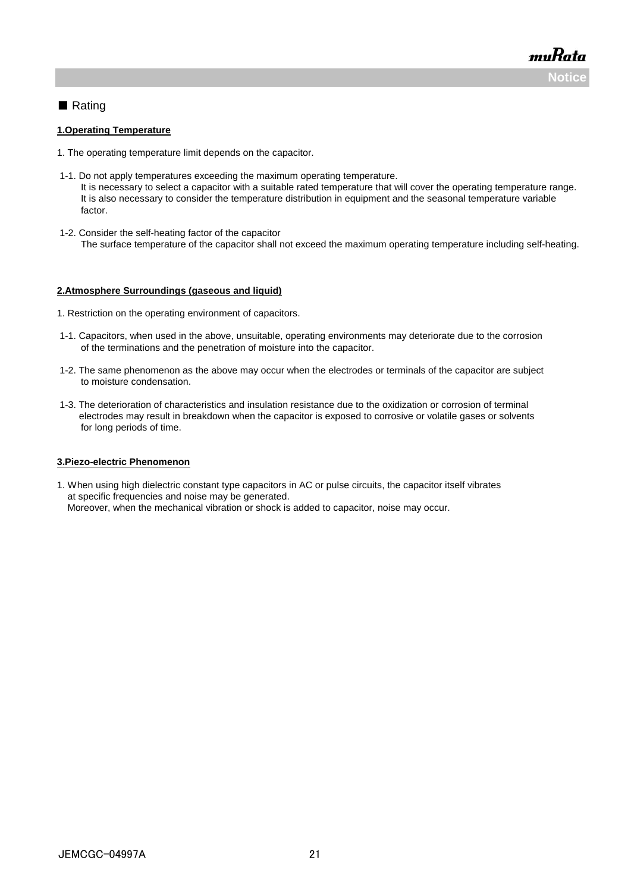## ■ Rating

**1.Operating Temperature**

1. The operating temperature limit depends on the capacitor.

1-1. Do not apply temperatures exceeding the maximum operating temperature.
It is necessary to select a capacitor with a suitable rated temperature that will cover the operating temperature range.
It is also necessary to consider the temperature distribution in equipment and the seasonal temperature variable factor.

1-2. Consider the self-heating factor of the capacitor
The surface temperature of the capacitor shall not exceed the maximum operating temperature including self-heating.

**2.Atmosphere Surroundings (gaseous and liquid)**

1. Restriction on the operating environment of capacitors.

1-1. Capacitors, when used in the above, unsuitable, operating environments may deteriorate due to the corrosion of the terminations and the penetration of moisture into the capacitor.

1-2. The same phenomenon as the above may occur when the electrodes or terminals of the capacitor are subject to moisture condensation.

1-3. The deterioration of characteristics and insulation resistance due to the oxidization or corrosion of terminal electrodes may result in breakdown when the capacitor is exposed to corrosive or volatile gases or solvents for long periods of time.

**3.Piezo-electric Phenomenon**

1. When using high dielectric constant type capacitors in AC or pulse circuits, the capacitor itself vibrates at specific frequencies and noise may be generated.
Moreover, when the mechanical vibration or shock is added to capacitor, noise may occur.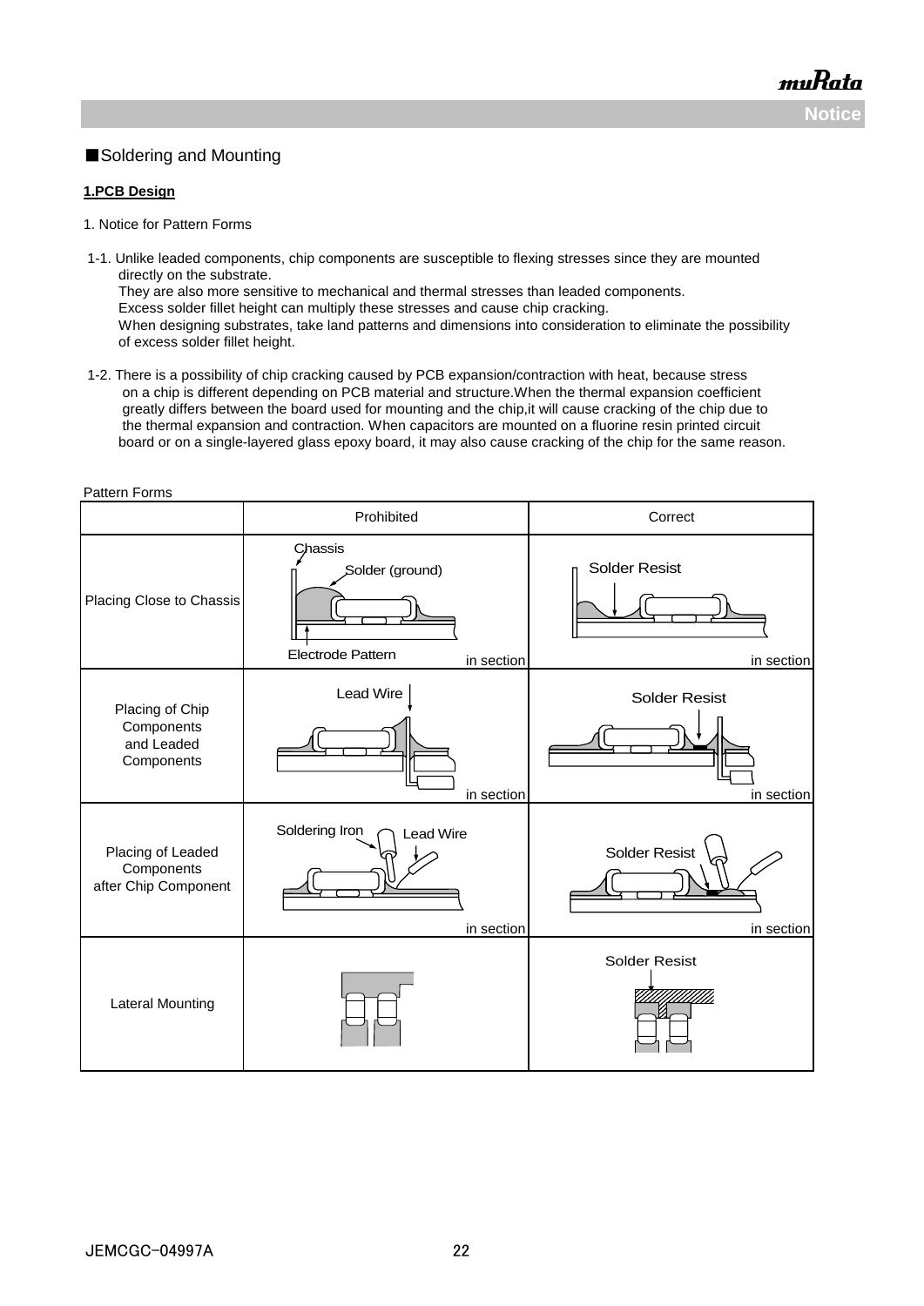■Soldering and Mounting

**1.PCB Design**

1. Notice for Pattern Forms

1-1. Unlike leaded components, chip components are susceptible to flexing stresses since they are mounted directly on the substrate.
They are also more sensitive to mechanical and thermal stresses than leaded components.
Excess solder fillet height can multiply these stresses and cause chip cracking.
When designing substrates, take land patterns and dimensions into consideration to eliminate the possibility of excess solder fillet height.

1-2. There is a possibility of chip cracking caused by PCB expansion/contraction with heat, because stress on a chip is different depending on PCB material and structure.When the thermal expansion coefficient greatly differs between the board used for mounting and the chip,it will cause cracking of the chip due to the thermal expansion and contraction. When capacitors are mounted on a fluorine resin printed circuit board or on a single-layered glass epoxy board, it may also cause cracking of the chip for the same reason.

Pattern Forms

| | Prohibited | Correct |
|---|---|---|
| Placing Close to Chassis | Chassis<br>Solder (ground)<br>Electrode Pattern<br>in section | Solder Resist<br>in section |
| Placing of Chip Components and Leaded Components | Lead Wire<br>in section | Solder Resist<br>in section |
| Placing of Leaded Components after Chip Component | Soldering Iron<br>Lead Wire<br>in section | Solder Resist<br>in section |
| Lateral Mounting | | Solder Resist |

JEMCGC-04997A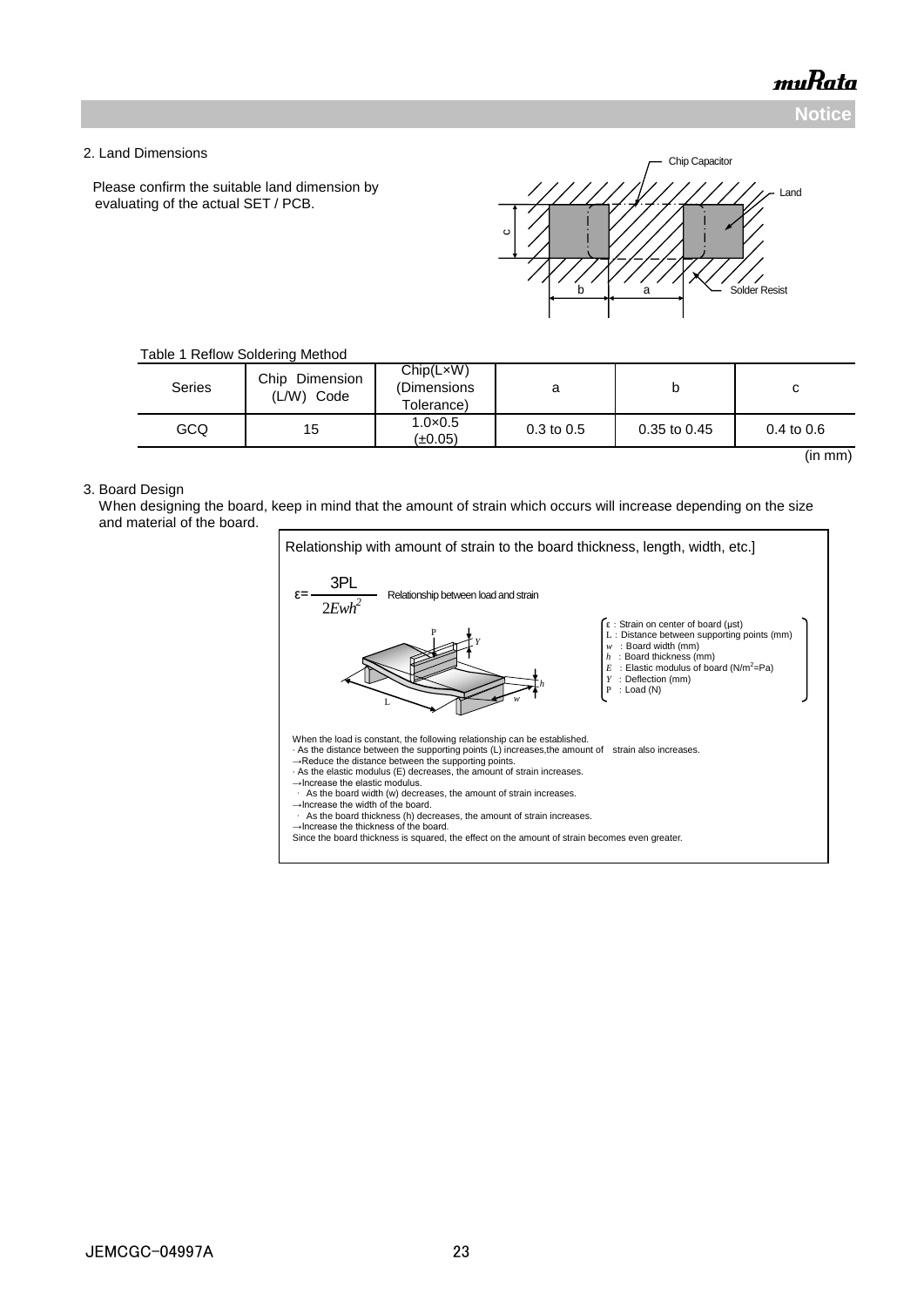## 2. Land Dimensions

Please confirm the suitable land dimension by evaluating of the actual SET / PCB.

Chip Capacitor

Land

Solder Resist

c

b a

Table 1 Reflow Soldering Method

| Series | Chip Dimension (L/W) Code | Chip(L×W) (Dimensions Tolerance) | a | b | c |
|---|---|---|---|---|---|
| GCQ | 15 | 1.0×0.5 (±0.05) | 0.3 to 0.5 | 0.35 to 0.45 | 0.4 to 0.6 |

(in mm)

## 3. Board Design

When designing the board, keep in mind that the amount of strain which occurs will increase depending on the size and material of the board.

Relationship with amount of strain to the board thickness, length, width, etc.]

$$\varepsilon = \frac{3PL}{2Ewh^2}$$ Relationship between load and strain

- ε : Strain on center of board (μst)
- L : Distance between supporting points (mm)
- $w$ : Board width (mm)
- $h$ : Board thickness (mm)
- $E$ : Elastic modulus of board ($N/m^2$=Pa)
- $Y$ : Deflection (mm)
- P : Load (N)

When the load is constant, the following relationship can be established.

- As the distance between the supporting points (L) increases,the amount of strain also increases.

→Reduce the distance between the supporting points.

- As the elastic modulus (E) decreases, the amount of strain increases.

→Increase the elastic modulus.

- As the board width (w) decreases, the amount of strain increases.

→Increase the width of the board.

- As the board thickness (h) decreases, the amount of strain increases.

→Increase the thickness of the board.

Since the board thickness is squared, the effect on the amount of strain becomes even greater.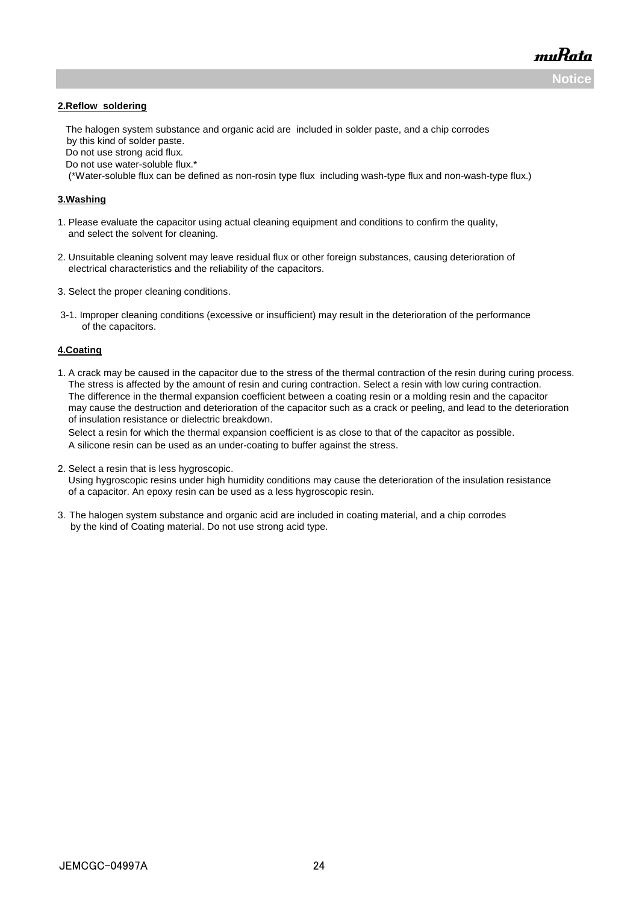**2.Reflow soldering**

The halogen system substance and organic acid are included in solder paste, and a chip corrodes by this kind of solder paste.
Do not use strong acid flux.
Do not use water-soluble flux.*
(*Water-soluble flux can be defined as non-rosin type flux including wash-type flux and non-wash-type flux.)

**3.Washing**

1. Please evaluate the capacitor using actual cleaning equipment and conditions to confirm the quality, and select the solvent for cleaning.

2. Unsuitable cleaning solvent may leave residual flux or other foreign substances, causing deterioration of electrical characteristics and the reliability of the capacitors.

3. Select the proper cleaning conditions.

3-1. Improper cleaning conditions (excessive or insufficient) may result in the deterioration of the performance of the capacitors.

**4.Coating**

1. A crack may be caused in the capacitor due to the stress of the thermal contraction of the resin during curing process. The stress is affected by the amount of resin and curing contraction. Select a resin with low curing contraction. The difference in the thermal expansion coefficient between a coating resin or a molding resin and the capacitor may cause the destruction and deterioration of the capacitor such as a crack or peeling, and lead to the deterioration of insulation resistance or dielectric breakdown.
   Select a resin for which the thermal expansion coefficient is as close to that of the capacitor as possible.
   A silicone resin can be used as an under-coating to buffer against the stress.

2. Select a resin that is less hygroscopic.
   Using hygroscopic resins under high humidity conditions may cause the deterioration of the insulation resistance of a capacitor. An epoxy resin can be used as a less hygroscopic resin.

3. The halogen system substance and organic acid are included in coating material, and a chip corrodes by the kind of Coating material. Do not use strong acid type.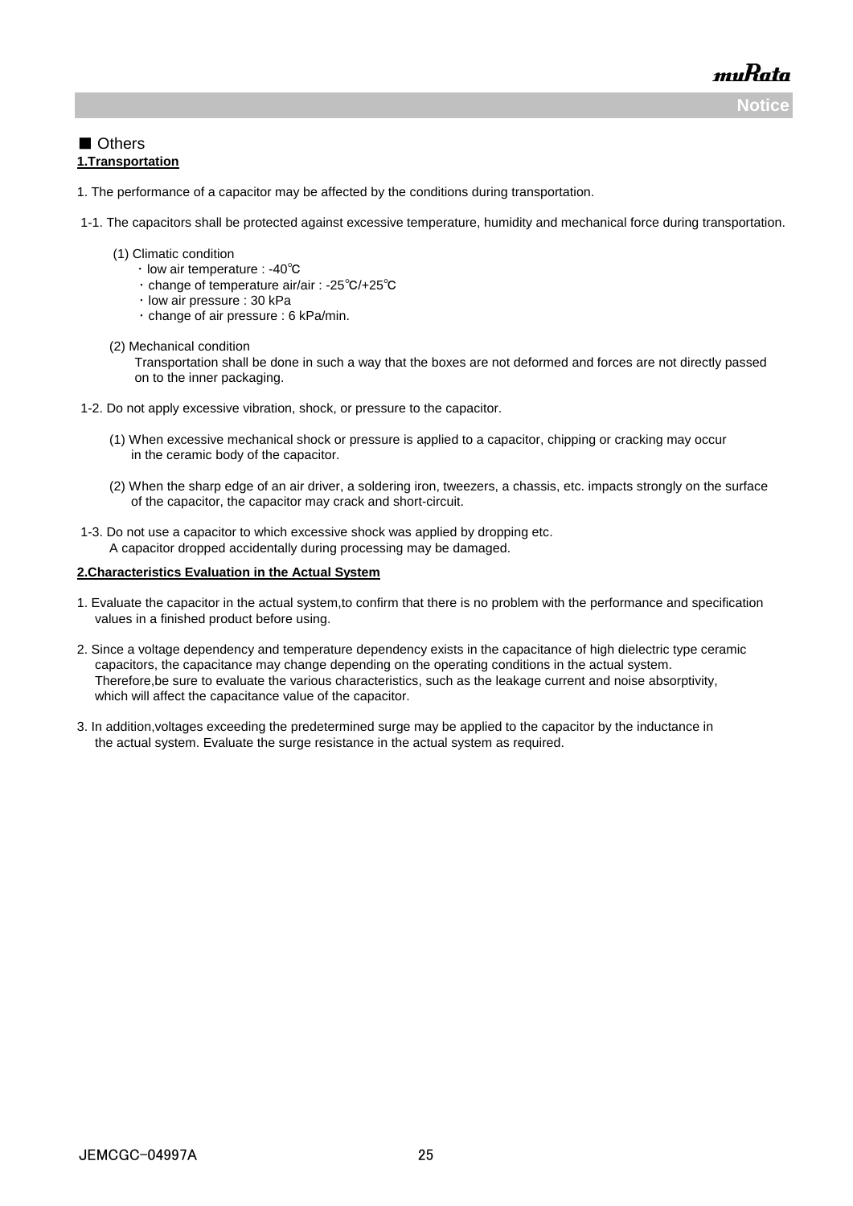■ Others

**1.Transportation**

1. The performance of a capacitor may be affected by the conditions during transportation.

1-1. The capacitors shall be protected against excessive temperature, humidity and mechanical force during transportation.

(1) Climatic condition
- ・low air temperature : -40℃
- ・change of temperature air/air : -25℃/+25℃
- ・low air pressure : 30 kPa
- ・change of air pressure : 6 kPa/min.

(2) Mechanical condition
Transportation shall be done in such a way that the boxes are not deformed and forces are not directly passed on to the inner packaging.

1-2. Do not apply excessive vibration, shock, or pressure to the capacitor.

(1) When excessive mechanical shock or pressure is applied to a capacitor, chipping or cracking may occur in the ceramic body of the capacitor.

(2) When the sharp edge of an air driver, a soldering iron, tweezers, a chassis, etc. impacts strongly on the surface of the capacitor, the capacitor may crack and short-circuit.

1-3. Do not use a capacitor to which excessive shock was applied by dropping etc.
A capacitor dropped accidentally during processing may be damaged.

**2.Characteristics Evaluation in the Actual System**

1. Evaluate the capacitor in the actual system,to confirm that there is no problem with the performance and specification values in a finished product before using.

2. Since a voltage dependency and temperature dependency exists in the capacitance of high dielectric type ceramic capacitors, the capacitance may change depending on the operating conditions in the actual system. Therefore,be sure to evaluate the various characteristics, such as the leakage current and noise absorptivity, which will affect the capacitance value of the capacitor.

3. In addition,voltages exceeding the predetermined surge may be applied to the capacitor by the inductance in the actual system. Evaluate the surge resistance in the actual system as required.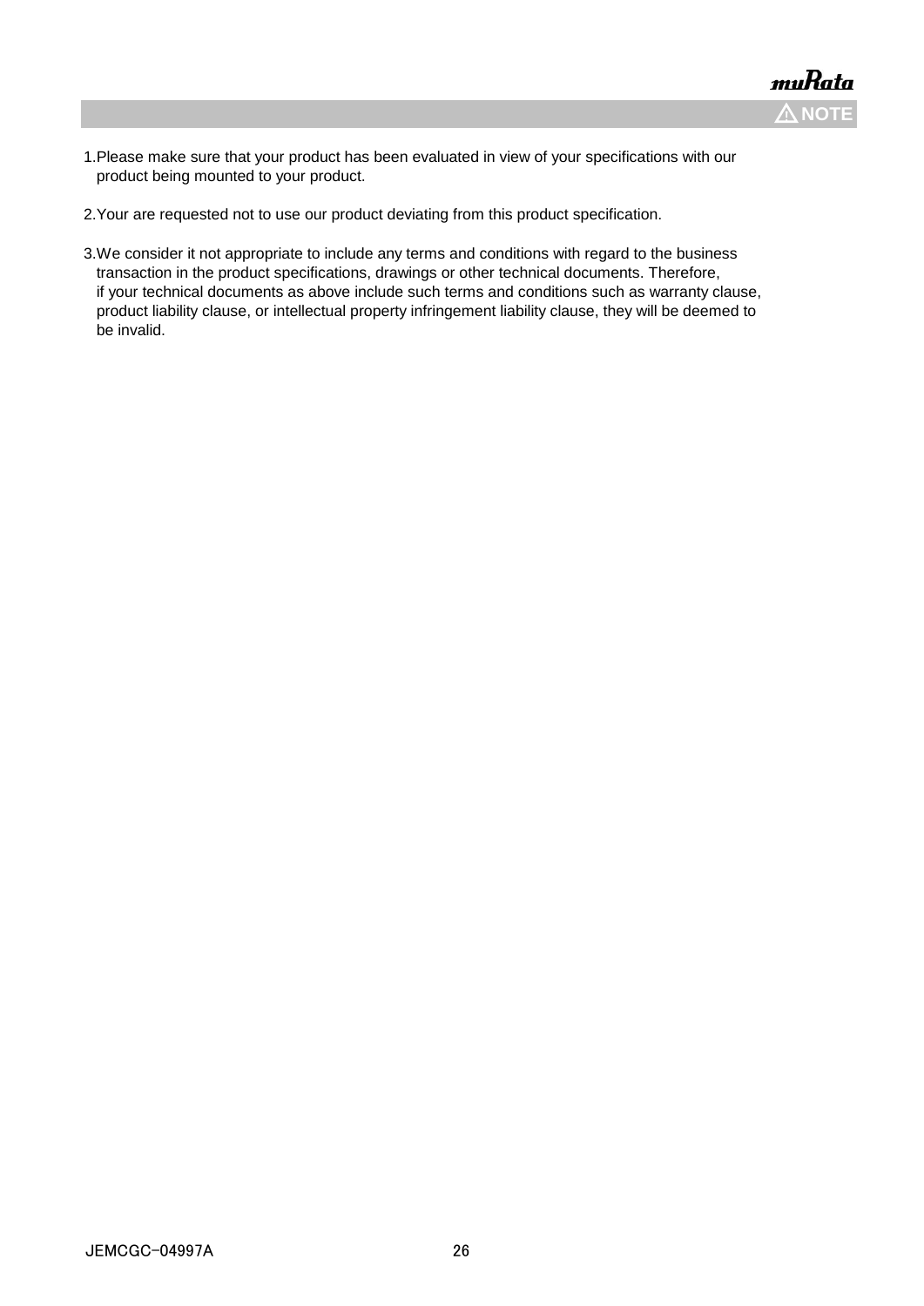## ⚠NOTE

1. Please make sure that your product has been evaluated in view of your specifications with our product being mounted to your product.

2. Your are requested not to use our product deviating from this product specification.

3. We consider it not appropriate to include any terms and conditions with regard to the business transaction in the product specifications, drawings or other technical documents. Therefore, if your technical documents as above include such terms and conditions such as warranty clause, product liability clause, or intellectual property infringement liability clause, they will be deemed to be invalid.